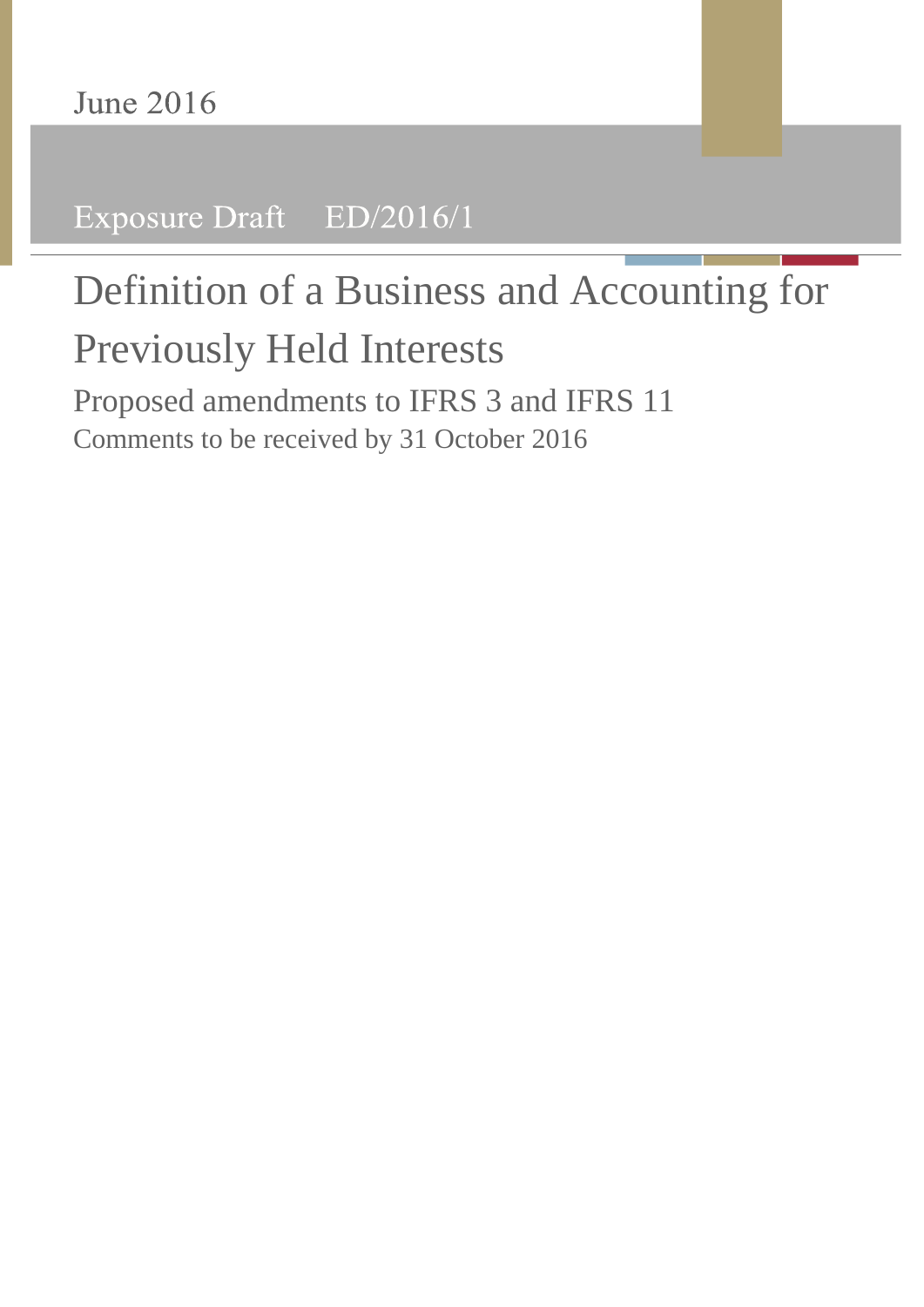June 2016

Exposure Draft ED/2016/1

# Definition of a Business and Accounting for Previously Held Interests

Proposed amendments to IFRS 3 and IFRS 11

Comments to be received by 31 October 2016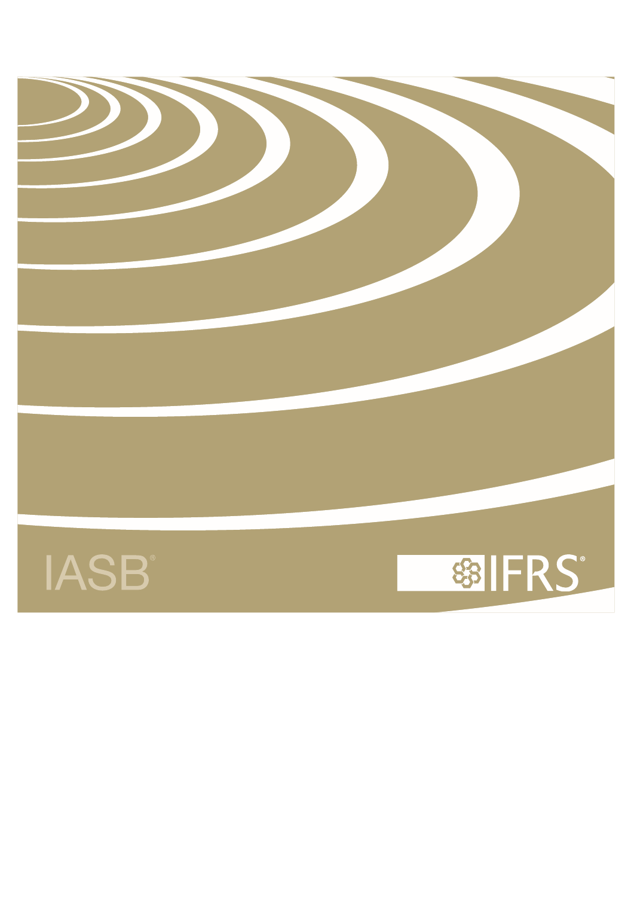IASB®

IFRS®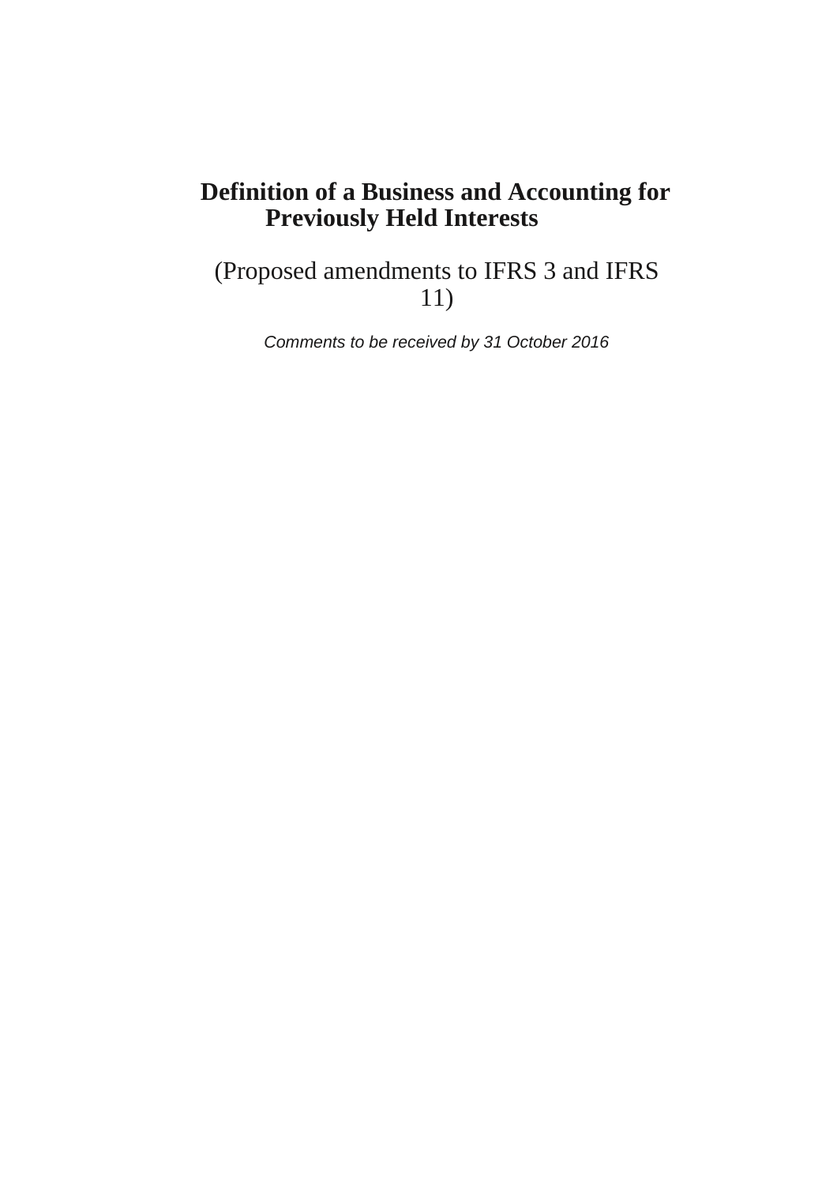# Definition of a Business and Accounting for Previously Held Interests

(Proposed amendments to IFRS 3 and IFRS 11)

*Comments to be received by 31 October 2016*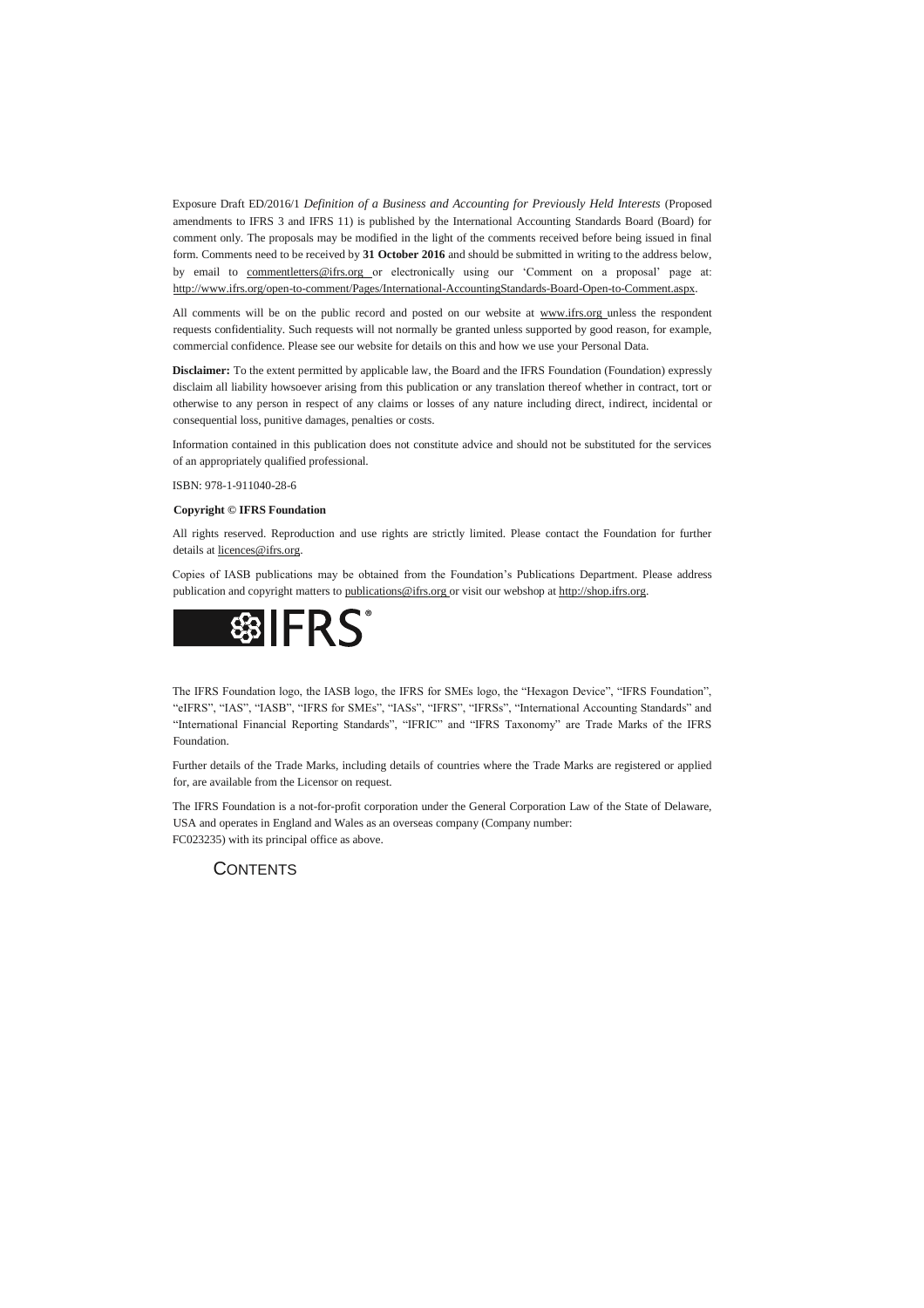Exposure Draft ED/2016/1 *Definition of a Business and Accounting for Previously Held Interests* (Proposed amendments to IFRS 3 and IFRS 11) is published by the International Accounting Standards Board (Board) for comment only. The proposals may be modified in the light of the comments received before being issued in final form. Comments need to be received by **31 October 2016** and should be submitted in writing to the address below, by email to commentletters@ifrs.org or electronically using our 'Comment on a proposal' page at: http://www.ifrs.org/open-to-comment/Pages/International-AccountingStandards-Board-Open-to-Comment.aspx.

All comments will be on the public record and posted on our website at www.ifrs.org unless the respondent requests confidentiality. Such requests will not normally be granted unless supported by good reason, for example, commercial confidence. Please see our website for details on this and how we use your Personal Data.

**Disclaimer:** To the extent permitted by applicable law, the Board and the IFRS Foundation (Foundation) expressly disclaim all liability howsoever arising from this publication or any translation thereof whether in contract, tort or otherwise to any person in respect of any claims or losses of any nature including direct, indirect, incidental or consequential loss, punitive damages, penalties or costs.

Information contained in this publication does not constitute advice and should not be substituted for the services of an appropriately qualified professional.

ISBN: 978-1-911040-28-6

**Copyright © IFRS Foundation**

All rights reserved. Reproduction and use rights are strictly limited. Please contact the Foundation for further details at licences@ifrs.org.

Copies of IASB publications may be obtained from the Foundation's Publications Department. Please address publication and copyright matters to publications@ifrs.org or visit our webshop at http://shop.ifrs.org.

IFRS®

The IFRS Foundation logo, the IASB logo, the IFRS for SMEs logo, the "Hexagon Device", "IFRS Foundation", "eIFRS", "IAS", "IASB", "IFRS for SMEs", "IASs", "IFRS", "IFRSs", "International Accounting Standards" and "International Financial Reporting Standards", "IFRIC" and "IFRS Taxonomy" are Trade Marks of the IFRS Foundation.

Further details of the Trade Marks, including details of countries where the Trade Marks are registered or applied for, are available from the Licensor on request.

The IFRS Foundation is a not-for-profit corporation under the General Corporation Law of the State of Delaware, USA and operates in England and Wales as an overseas company (Company number: FC023235) with its principal office as above.

# CONTENTS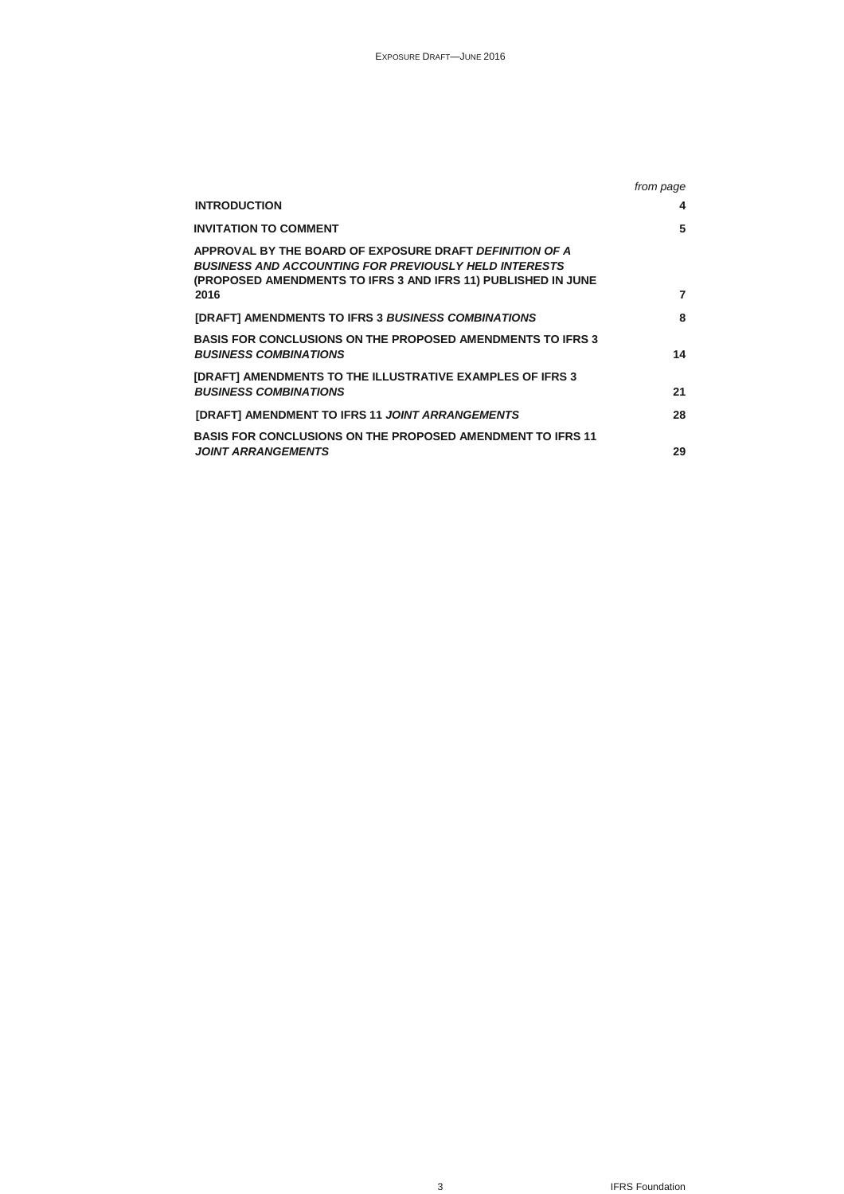| | *from page* |
|---|---|
| **INTRODUCTION** | **4** |
| **INVITATION TO COMMENT** | **5** |
| **APPROVAL BY THE BOARD OF EXPOSURE DRAFT *DEFINITION OF A BUSINESS AND ACCOUNTING FOR PREVIOUSLY HELD INTERESTS* (PROPOSED AMENDMENTS TO IFRS 3 AND IFRS 11) PUBLISHED IN JUNE 2016** | **7** |
| **[DRAFT] AMENDMENTS TO IFRS 3 *BUSINESS COMBINATIONS*** | **8** |
| **BASIS FOR CONCLUSIONS ON THE PROPOSED AMENDMENTS TO IFRS 3 *BUSINESS COMBINATIONS*** | **14** |
| **[DRAFT] AMENDMENTS TO THE ILLUSTRATIVE EXAMPLES OF IFRS 3 *BUSINESS COMBINATIONS*** | **21** |
| **[DRAFT] AMENDMENT TO IFRS 11 *JOINT ARRANGEMENTS*** | **28** |
| **BASIS FOR CONCLUSIONS ON THE PROPOSED AMENDMENT TO IFRS 11 *JOINT ARRANGEMENTS*** | **29** |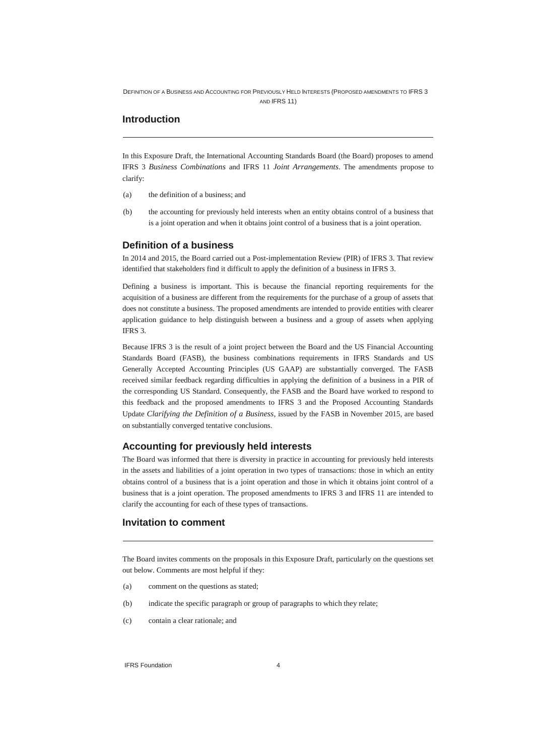## Introduction

In this Exposure Draft, the International Accounting Standards Board (the Board) proposes to amend IFRS 3 *Business Combinations* and IFRS 11 *Joint Arrangements*. The amendments propose to clarify:

(a) the definition of a business; and

(b) the accounting for previously held interests when an entity obtains control of a business that is a joint operation and when it obtains joint control of a business that is a joint operation.

### Definition of a business

In 2014 and 2015, the Board carried out a Post-implementation Review (PIR) of IFRS 3. That review identified that stakeholders find it difficult to apply the definition of a business in IFRS 3.

Defining a business is important. This is because the financial reporting requirements for the acquisition of a business are different from the requirements for the purchase of a group of assets that does not constitute a business. The proposed amendments are intended to provide entities with clearer application guidance to help distinguish between a business and a group of assets when applying IFRS 3.

Because IFRS 3 is the result of a joint project between the Board and the US Financial Accounting Standards Board (FASB), the business combinations requirements in IFRS Standards and US Generally Accepted Accounting Principles (US GAAP) are substantially converged. The FASB received similar feedback regarding difficulties in applying the definition of a business in a PIR of the corresponding US Standard. Consequently, the FASB and the Board have worked to respond to this feedback and the proposed amendments to IFRS 3 and the Proposed Accounting Standards Update *Clarifying the Definition of a Business*, issued by the FASB in November 2015, are based on substantially converged tentative conclusions.

### Accounting for previously held interests

The Board was informed that there is diversity in practice in accounting for previously held interests in the assets and liabilities of a joint operation in two types of transactions: those in which an entity obtains control of a business that is a joint operation and those in which it obtains joint control of a business that is a joint operation. The proposed amendments to IFRS 3 and IFRS 11 are intended to clarify the accounting for each of these types of transactions.

## Invitation to comment

The Board invites comments on the proposals in this Exposure Draft, particularly on the questions set out below. Comments are most helpful if they:

(a) comment on the questions as stated;

(b) indicate the specific paragraph or group of paragraphs to which they relate;

(c) contain a clear rationale; and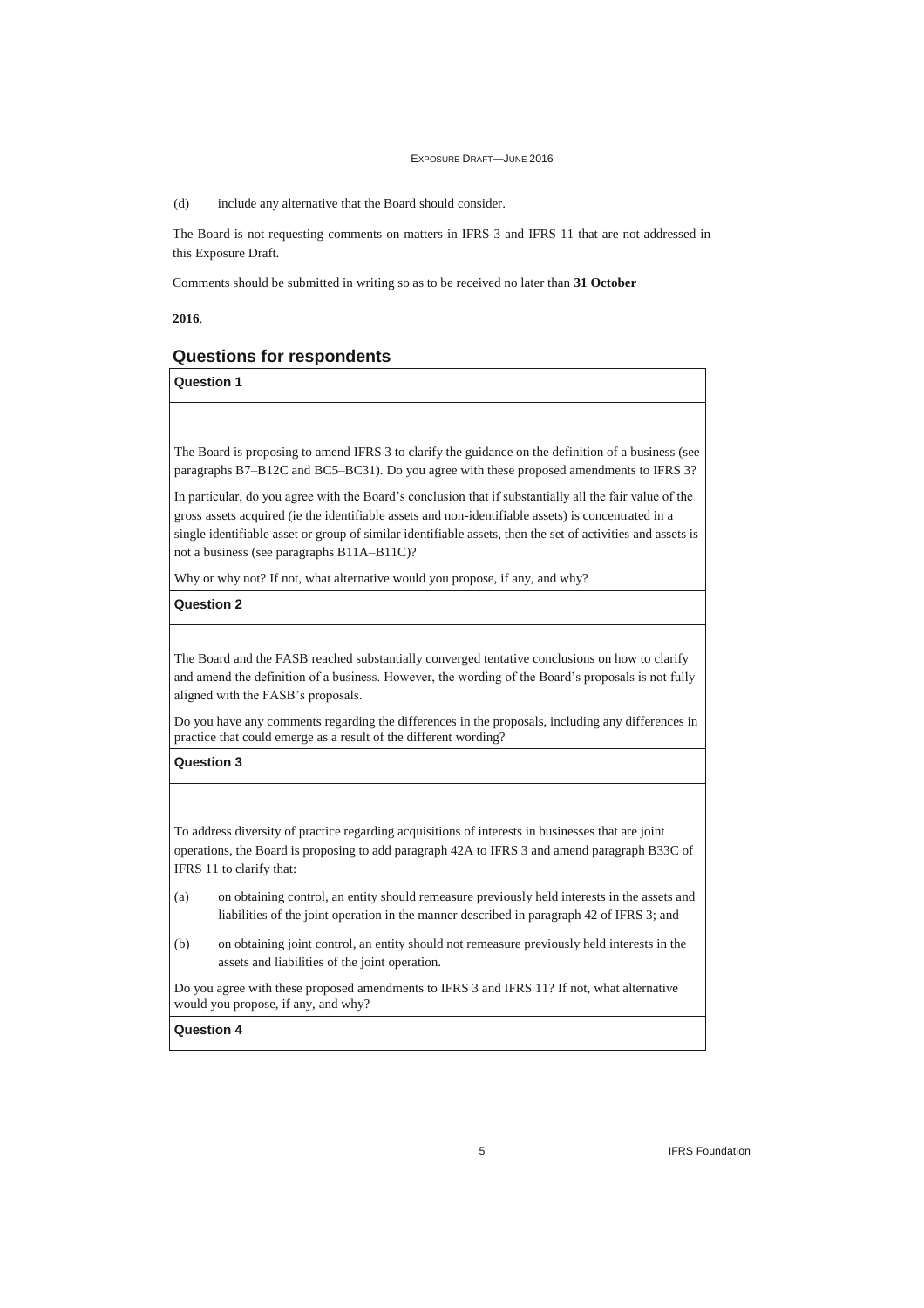(d) include any alternative that the Board should consider.

The Board is not requesting comments on matters in IFRS 3 and IFRS 11 that are not addressed in this Exposure Draft.

Comments should be submitted in writing so as to be received no later than **31 October 2016**.

## Questions for respondents

**Question 1**

The Board is proposing to amend IFRS 3 to clarify the guidance on the definition of a business (see paragraphs B7–B12C and BC5–BC31). Do you agree with these proposed amendments to IFRS 3?

In particular, do you agree with the Board's conclusion that if substantially all the fair value of the gross assets acquired (ie the identifiable assets and non-identifiable assets) is concentrated in a single identifiable asset or group of similar identifiable assets, then the set of activities and assets is not a business (see paragraphs B11A–B11C)?

Why or why not? If not, what alternative would you propose, if any, and why?

**Question 2**

The Board and the FASB reached substantially converged tentative conclusions on how to clarify and amend the definition of a business. However, the wording of the Board's proposals is not fully aligned with the FASB's proposals.

Do you have any comments regarding the differences in the proposals, including any differences in practice that could emerge as a result of the different wording?

**Question 3**

To address diversity of practice regarding acquisitions of interests in businesses that are joint operations, the Board is proposing to add paragraph 42A to IFRS 3 and amend paragraph B33C of IFRS 11 to clarify that:

(a) on obtaining control, an entity should remeasure previously held interests in the assets and liabilities of the joint operation in the manner described in paragraph 42 of IFRS 3; and

(b) on obtaining joint control, an entity should not remeasure previously held interests in the assets and liabilities of the joint operation.

Do you agree with these proposed amendments to IFRS 3 and IFRS 11? If not, what alternative would you propose, if any, and why?

**Question 4**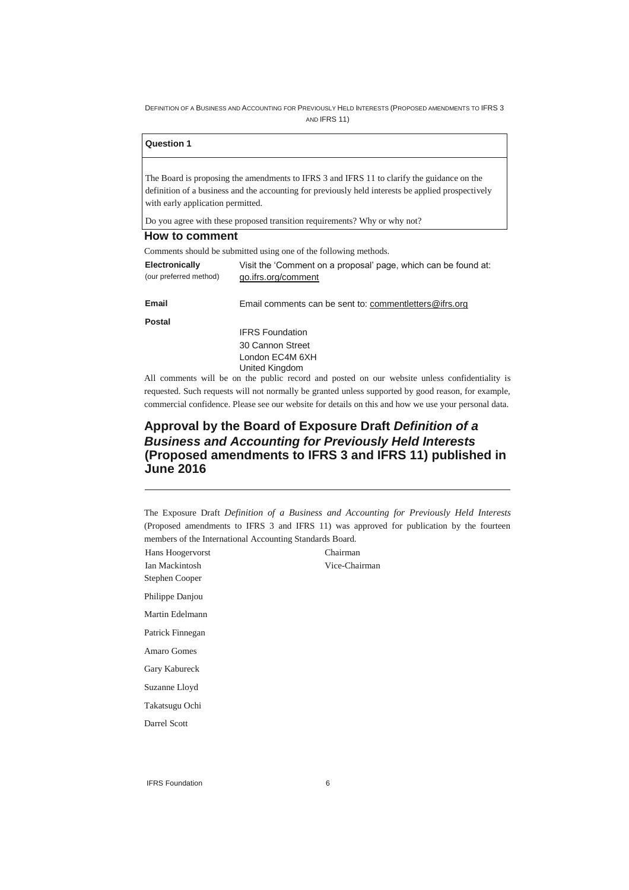**Question 1**

The Board is proposing the amendments to IFRS 3 and IFRS 11 to clarify the guidance on the definition of a business and the accounting for previously held interests be applied prospectively with early application permitted.

Do you agree with these proposed transition requirements? Why or why not?

## How to comment

Comments should be submitted using one of the following methods.

| | |
|---|---|
| **Electronically** (our preferred method) | Visit the 'Comment on a proposal' page, which can be found at: go.ifrs.org/comment |
| **Email** | Email comments can be sent to: commentletters@ifrs.org |
| **Postal** | IFRS Foundation<br>30 Cannon Street<br>London EC4M 6XH<br>United Kingdom |

All comments will be on the public record and posted on our website unless confidentiality is requested. Such requests will not normally be granted unless supported by good reason, for example, commercial confidence. Please see our website for details on this and how we use your personal data.

## Approval by the Board of Exposure Draft *Definition of a Business and Accounting for Previously Held Interests* (Proposed amendments to IFRS 3 and IFRS 11) published in June 2016

The Exposure Draft *Definition of a Business and Accounting for Previously Held Interests* (Proposed amendments to IFRS 3 and IFRS 11) was approved for publication by the fourteen members of the International Accounting Standards Board.

| | |
|---|---|
| Hans Hoogervorst | Chairman |
| Ian Mackintosh | Vice-Chairman |
| Stephen Cooper | |
| Philippe Danjou | |
| Martin Edelmann | |
| Patrick Finnegan | |
| Amaro Gomes | |
| Gary Kabureck | |
| Suzanne Lloyd | |
| Takatsugu Ochi | |
| Darrel Scott | |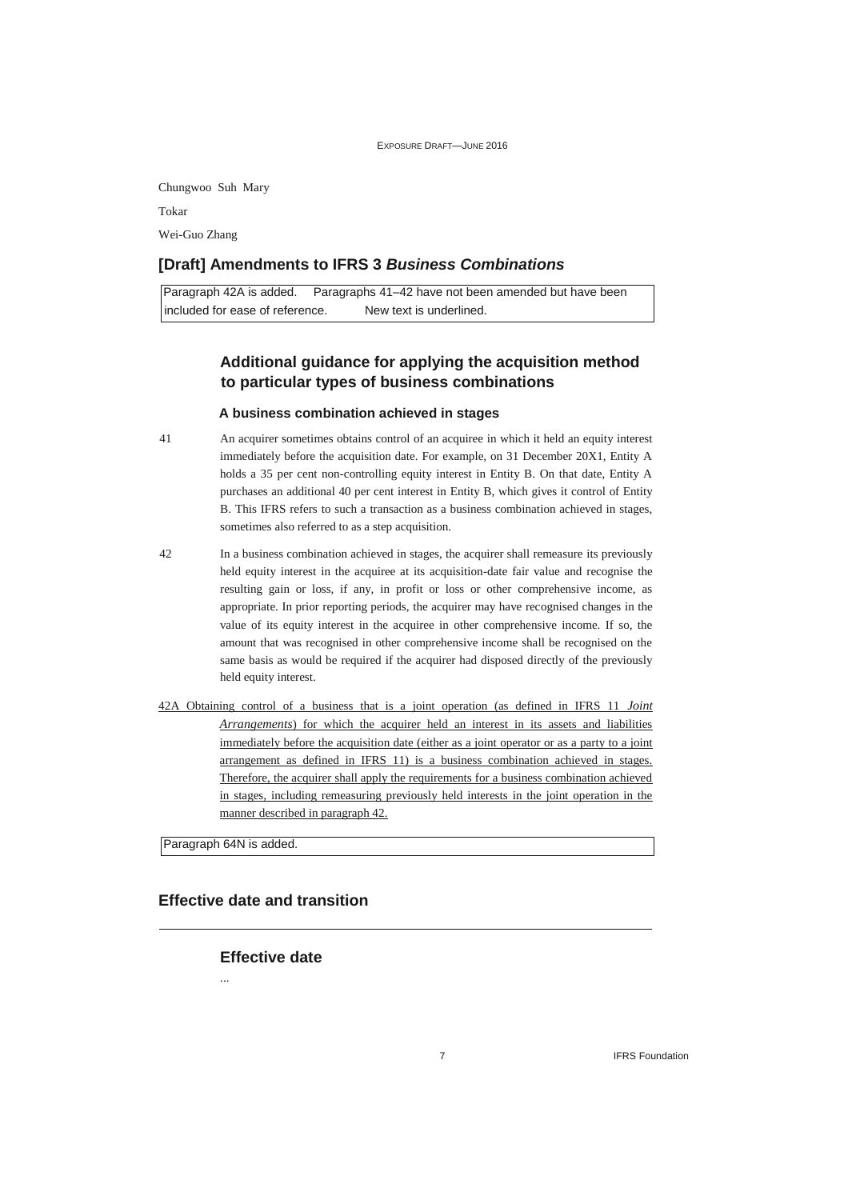Chungwoo Suh Mary

Tokar

Wei-Guo Zhang

## [Draft] Amendments to IFRS 3 *Business Combinations*

Paragraph 42A is added. Paragraphs 41–42 have not been amended but have been included for ease of reference. New text is underlined.

### Additional guidance for applying the acquisition method to particular types of business combinations

#### A business combination achieved in stages

41 An acquirer sometimes obtains control of an acquiree in which it held an equity interest immediately before the acquisition date. For example, on 31 December 20X1, Entity A holds a 35 per cent non-controlling equity interest in Entity B. On that date, Entity A purchases an additional 40 per cent interest in Entity B, which gives it control of Entity B. This IFRS refers to such a transaction as a business combination achieved in stages, sometimes also referred to as a step acquisition.

42 In a business combination achieved in stages, the acquirer shall remeasure its previously held equity interest in the acquiree at its acquisition-date fair value and recognise the resulting gain or loss, if any, in profit or loss or other comprehensive income, as appropriate. In prior reporting periods, the acquirer may have recognised changes in the value of its equity interest in the acquiree in other comprehensive income. If so, the amount that was recognised in other comprehensive income shall be recognised on the same basis as would be required if the acquirer had disposed directly of the previously held equity interest.

<u>42A Obtaining control of a business that is a joint operation (as defined in IFRS 11 *Joint Arrangements*) for which the acquirer held an interest in its assets and liabilities immediately before the acquisition date (either as a joint operator or as a party to a joint arrangement as defined in IFRS 11) is a business combination achieved in stages. Therefore, the acquirer shall apply the requirements for a business combination achieved in stages, including remeasuring previously held interests in the joint operation in the manner described in paragraph 42.</u>

Paragraph 64N is added.

## Effective date and transition

### Effective date

...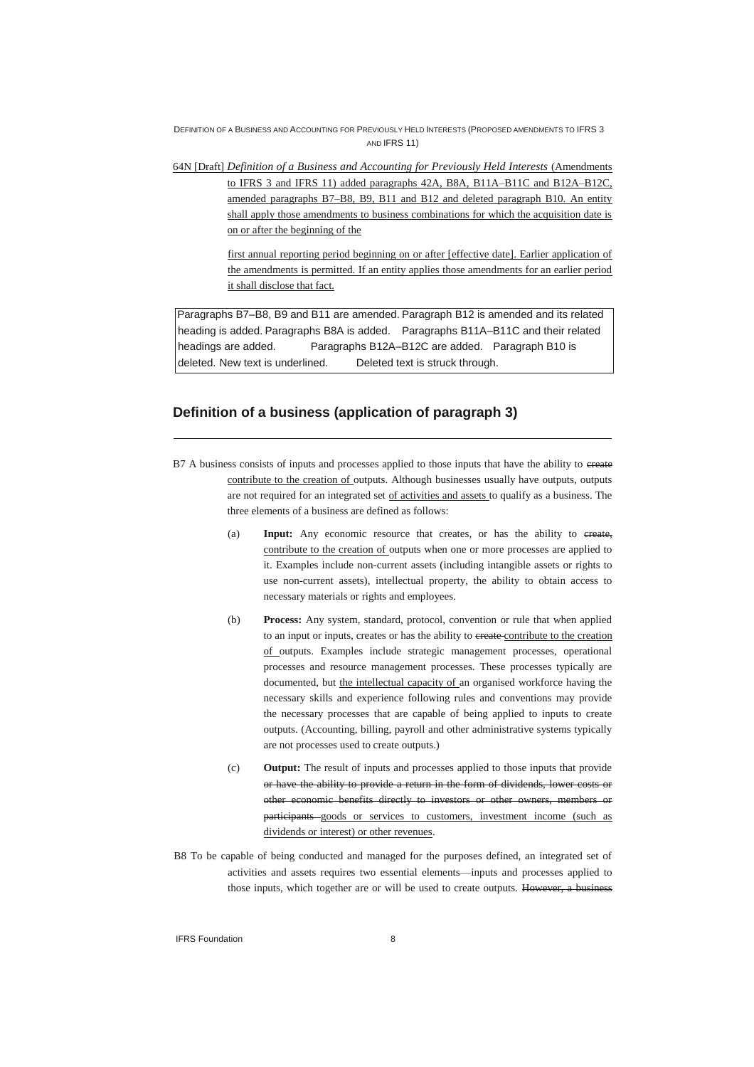64N [Draft] *Definition of a Business and Accounting for Previously Held Interests* (Amendments to IFRS 3 and IFRS 11) added paragraphs 42A, B8A, B11A–B11C and B12A–B12C, amended paragraphs B7–B8, B9, B11 and B12 and deleted paragraph B10. An entity shall apply those amendments to business combinations for which the acquisition date is on or after the beginning of the

first annual reporting period beginning on or after [effective date]. Earlier application of the amendments is permitted. If an entity applies those amendments for an earlier period it shall disclose that fact.

> Paragraphs B7–B8, B9 and B11 are amended. Paragraph B12 is amended and its related heading is added. Paragraphs B8A is added. Paragraphs B11A–B11C and their related headings are added. Paragraphs B12A–B12C are added. Paragraph B10 is deleted. New text is underlined. Deleted text is struck through.

## Definition of a business (application of paragraph 3)

B7 A business consists of inputs and processes applied to those inputs that have the ability to ~~create~~ contribute to the creation of outputs. Although businesses usually have outputs, outputs are not required for an integrated set of activities and assets to qualify as a business. The three elements of a business are defined as follows:

(a) **Input:** Any economic resource that creates, or has the ability to ~~create,~~ contribute to the creation of outputs when one or more processes are applied to it. Examples include non-current assets (including intangible assets or rights to use non-current assets), intellectual property, the ability to obtain access to necessary materials or rights and employees.

(b) **Process:** Any system, standard, protocol, convention or rule that when applied to an input or inputs, creates or has the ability to ~~create~~ contribute to the creation of outputs. Examples include strategic management processes, operational processes and resource management processes. These processes typically are documented, but the intellectual capacity of an organised workforce having the necessary skills and experience following rules and conventions may provide the necessary processes that are capable of being applied to inputs to create outputs. (Accounting, billing, payroll and other administrative systems typically are not processes used to create outputs.)

(c) **Output:** The result of inputs and processes applied to those inputs that provide ~~or have the ability to provide a return in the form of dividends, lower costs or other economic benefits directly to investors or other owners, members or participants~~ goods or services to customers, investment income (such as dividends or interest) or other revenues.

B8 To be capable of being conducted and managed for the purposes defined, an integrated set of activities and assets requires two essential elements—inputs and processes applied to those inputs, which together are or will be used to create outputs. ~~However, a business~~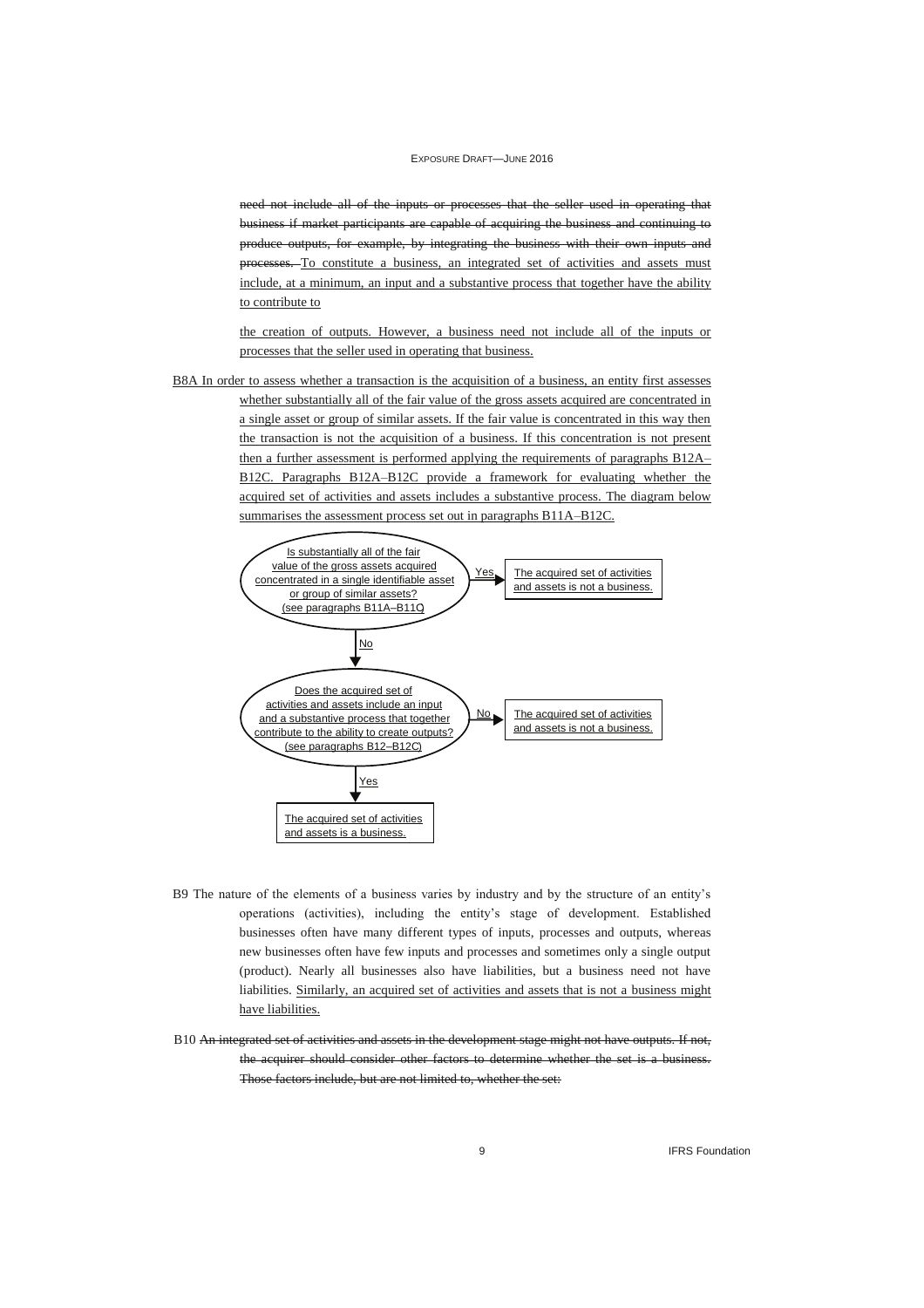~~need not include all of the inputs or processes that the seller used in operating that business if market participants are capable of acquiring the business and continuing to produce outputs, for example, by integrating the business with their own inputs and processes.~~ To constitute a business, an integrated set of activities and assets must include, at a minimum, an input and a substantive process that together have the ability to contribute to

the creation of outputs. However, a business need not include all of the inputs or processes that the seller used in operating that business.

B8A In order to assess whether a transaction is the acquisition of a business, an entity first assesses whether substantially all of the fair value of the gross assets acquired are concentrated in a single asset or group of similar assets. If the fair value is concentrated in this way then the transaction is not the acquisition of a business. If this concentration is not present then a further assessment is performed applying the requirements of paragraphs B12A–B12C. Paragraphs B12A–B12C provide a framework for evaluating whether the acquired set of activities and assets includes a substantive process. The diagram below summarises the assessment process set out in paragraphs B11A–B12C.

Is substantially all of the fair value of the gross assets acquired concentrated in a single identifiable asset or group of similar assets? (see paragraphs B11A–B11C)

- Yes → The acquired set of activities and assets is not a business.
- No ↓

Does the acquired set of activities and assets include an input and a substantive process that together contribute to the ability to create outputs? (see paragraphs B12–B12C)

- No → The acquired set of activities and assets is not a business.
- Yes ↓

The acquired set of activities and assets is a business.

B9 The nature of the elements of a business varies by industry and by the structure of an entity's operations (activities), including the entity's stage of development. Established businesses often have many different types of inputs, processes and outputs, whereas new businesses often have few inputs and processes and sometimes only a single output (product). Nearly all businesses also have liabilities, but a business need not have liabilities. Similarly, an acquired set of activities and assets that is not a business might have liabilities.

B10 ~~An integrated set of activities and assets in the development stage might not have outputs. If not, the acquirer should consider other factors to determine whether the set is a business. Those factors include, but are not limited to, whether the set:~~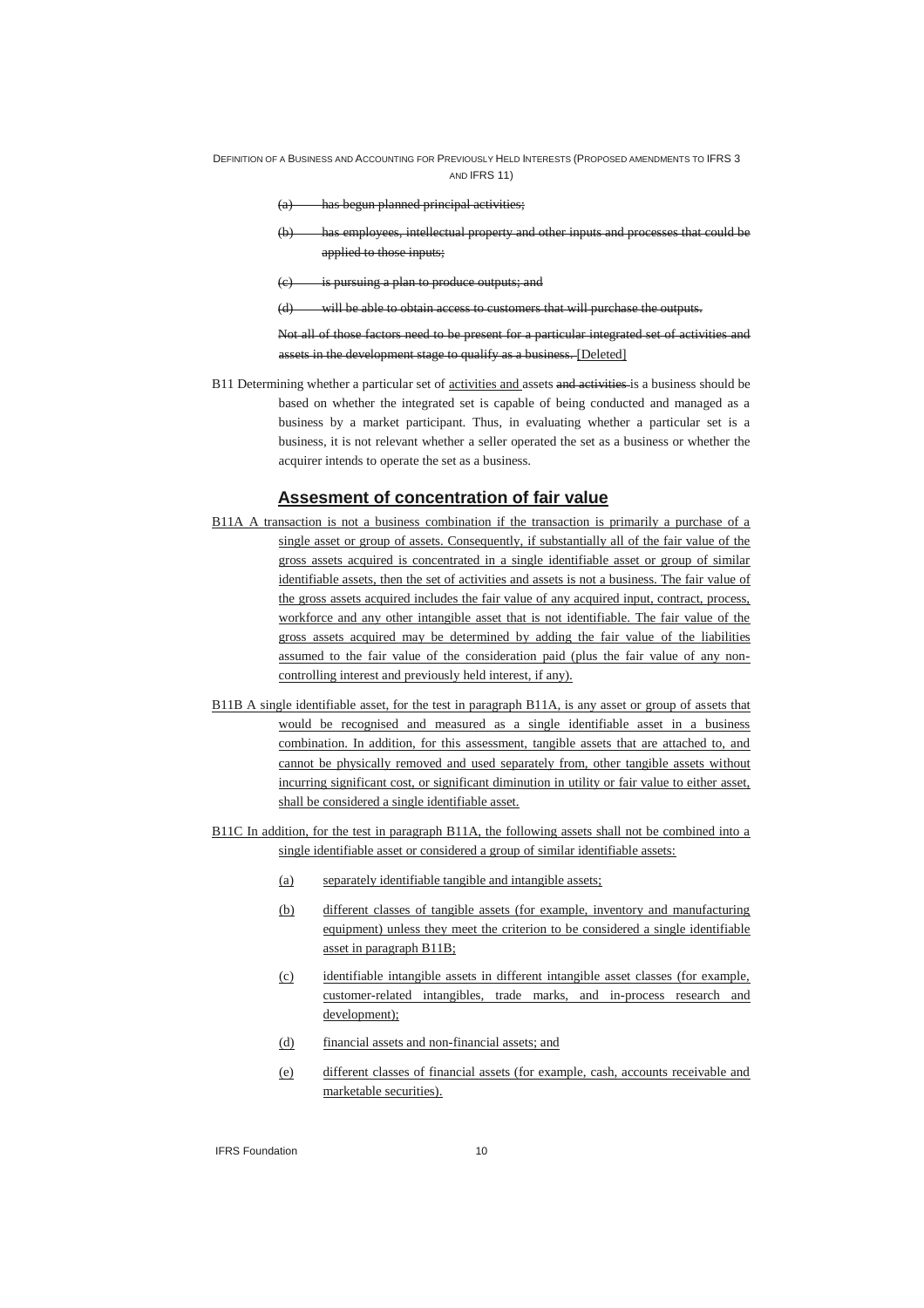(a) ~~has begun planned principal activities;~~

(b) ~~has employees, intellectual property and other inputs and processes that could be applied to those inputs;~~

(c) ~~is pursuing a plan to produce outputs; and~~

(d) ~~will be able to obtain access to customers that will purchase the outputs.~~

~~Not all of those factors need to be present for a particular integrated set of activities and assets in the development stage to qualify as a business.~~ <u>[Deleted]</u>

B11 Determining whether a particular set of <u>activities and</u> assets ~~and activities~~ is a business should be based on whether the integrated set is capable of being conducted and managed as a business by a market participant. Thus, in evaluating whether a particular set is a business, it is not relevant whether a seller operated the set as a business or whether the acquirer intends to operate the set as a business.

## <u>Assesment of concentration of fair value</u>

<u>B11A A transaction is not a business combination if the transaction is primarily a purchase of a single asset or group of assets. Consequently, if substantially all of the fair value of the gross assets acquired is concentrated in a single identifiable asset or group of similar identifiable assets, then the set of activities and assets is not a business. The fair value of the gross assets acquired includes the fair value of any acquired input, contract, process, workforce and any other intangible asset that is not identifiable. The fair value of the gross assets acquired may be determined by adding the fair value of the liabilities assumed to the fair value of the consideration paid (plus the fair value of any non-controlling interest and previously held interest, if any).</u>

<u>B11B A single identifiable asset, for the test in paragraph B11A, is any asset or group of assets that would be recognised and measured as a single identifiable asset in a business combination. In addition, for this assessment, tangible assets that are attached to, and cannot be physically removed and used separately from, other tangible assets without incurring significant cost, or significant diminution in utility or fair value to either asset, shall be considered a single identifiable asset.</u>

<u>B11C In addition, for the test in paragraph B11A, the following assets shall not be combined into a single identifiable asset or considered a group of similar identifiable assets:</u>

<u>(a) separately identifiable tangible and intangible assets;</u>

<u>(b) different classes of tangible assets (for example, inventory and manufacturing equipment) unless they meet the criterion to be considered a single identifiable asset in paragraph B11B;</u>

<u>(c) identifiable intangible assets in different intangible asset classes (for example, customer-related intangibles, trade marks, and in-process research and development);</u>

<u>(d) financial assets and non-financial assets; and</u>

<u>(e) different classes of financial assets (for example, cash, accounts receivable and marketable securities).</u>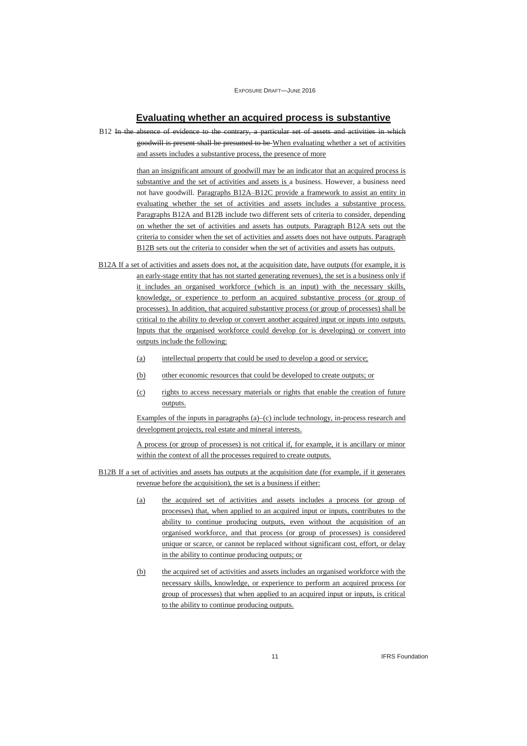## Evaluating whether an acquired process is substantive

B12 ~~In the absence of evidence to the contrary, a particular set of assets and activities in which goodwill is present shall be presumed to be~~ When evaluating whether a set of activities and assets includes a substantive process, the presence of more than an insignificant amount of goodwill may be an indicator that an acquired process is substantive and the set of activities and assets is a business. However, a business need not have goodwill. Paragraphs B12A–B12C provide a framework to assist an entity in evaluating whether the set of activities and assets includes a substantive process. Paragraphs B12A and B12B include two different sets of criteria to consider, depending on whether the set of activities and assets has outputs. Paragraph B12A sets out the criteria to consider when the set of activities and assets does not have outputs. Paragraph B12B sets out the criteria to consider when the set of activities and assets has outputs.

B12A If a set of activities and assets does not, at the acquisition date, have outputs (for example, it is an early-stage entity that has not started generating revenues), the set is a business only if it includes an organised workforce (which is an input) with the necessary skills, knowledge, or experience to perform an acquired substantive process (or group of processes). In addition, that acquired substantive process (or group of processes) shall be critical to the ability to develop or convert another acquired input or inputs into outputs. Inputs that the organised workforce could develop (or is developing) or convert into outputs include the following:

(a) intellectual property that could be used to develop a good or service;

(b) other economic resources that could be developed to create outputs; or

(c) rights to access necessary materials or rights that enable the creation of future outputs.

Examples of the inputs in paragraphs (a)–(c) include technology, in-process research and development projects, real estate and mineral interests.

A process (or group of processes) is not critical if, for example, it is ancillary or minor within the context of all the processes required to create outputs.

B12B If a set of activities and assets has outputs at the acquisition date (for example, if it generates revenue before the acquisition), the set is a business if either:

(a) the acquired set of activities and assets includes a process (or group of processes) that, when applied to an acquired input or inputs, contributes to the ability to continue producing outputs, even without the acquisition of an organised workforce, and that process (or group of processes) is considered unique or scarce, or cannot be replaced without significant cost, effort, or delay in the ability to continue producing outputs; or

(b) the acquired set of activities and assets includes an organised workforce with the necessary skills, knowledge, or experience to perform an acquired process (or group of processes) that when applied to an acquired input or inputs, is critical to the ability to continue producing outputs.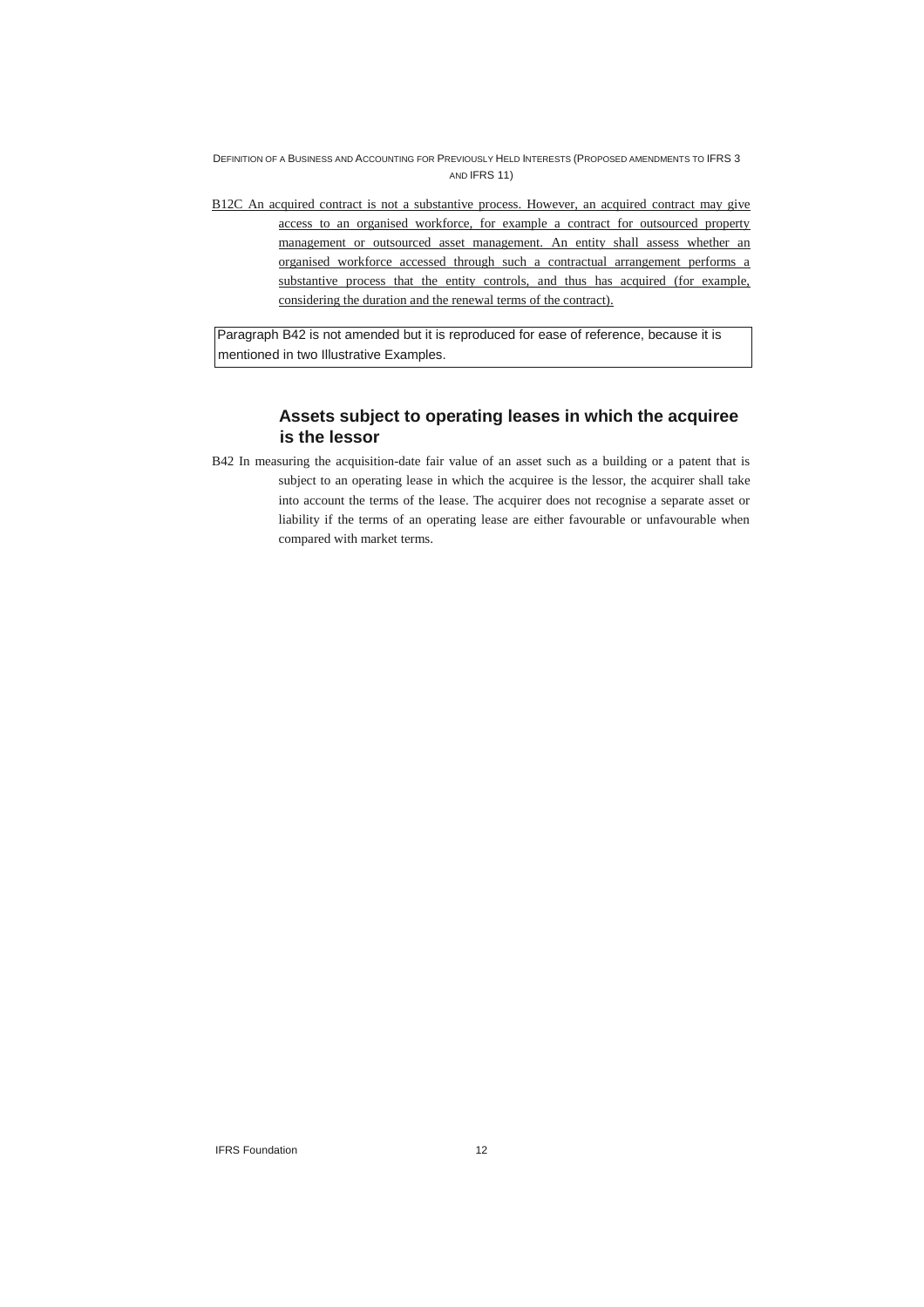B12C An acquired contract is not a substantive process. However, an acquired contract may give access to an organised workforce, for example a contract for outsourced property management or outsourced asset management. An entity shall assess whether an organised workforce accessed through such a contractual arrangement performs a substantive process that the entity controls, and thus has acquired (for example, considering the duration and the renewal terms of the contract).

Paragraph B42 is not amended but it is reproduced for ease of reference, because it is mentioned in two Illustrative Examples.

### Assets subject to operating leases in which the acquiree is the lessor

B42 In measuring the acquisition-date fair value of an asset such as a building or a patent that is subject to an operating lease in which the acquiree is the lessor, the acquirer shall take into account the terms of the lease. The acquirer does not recognise a separate asset or liability if the terms of an operating lease are either favourable or unfavourable when compared with market terms.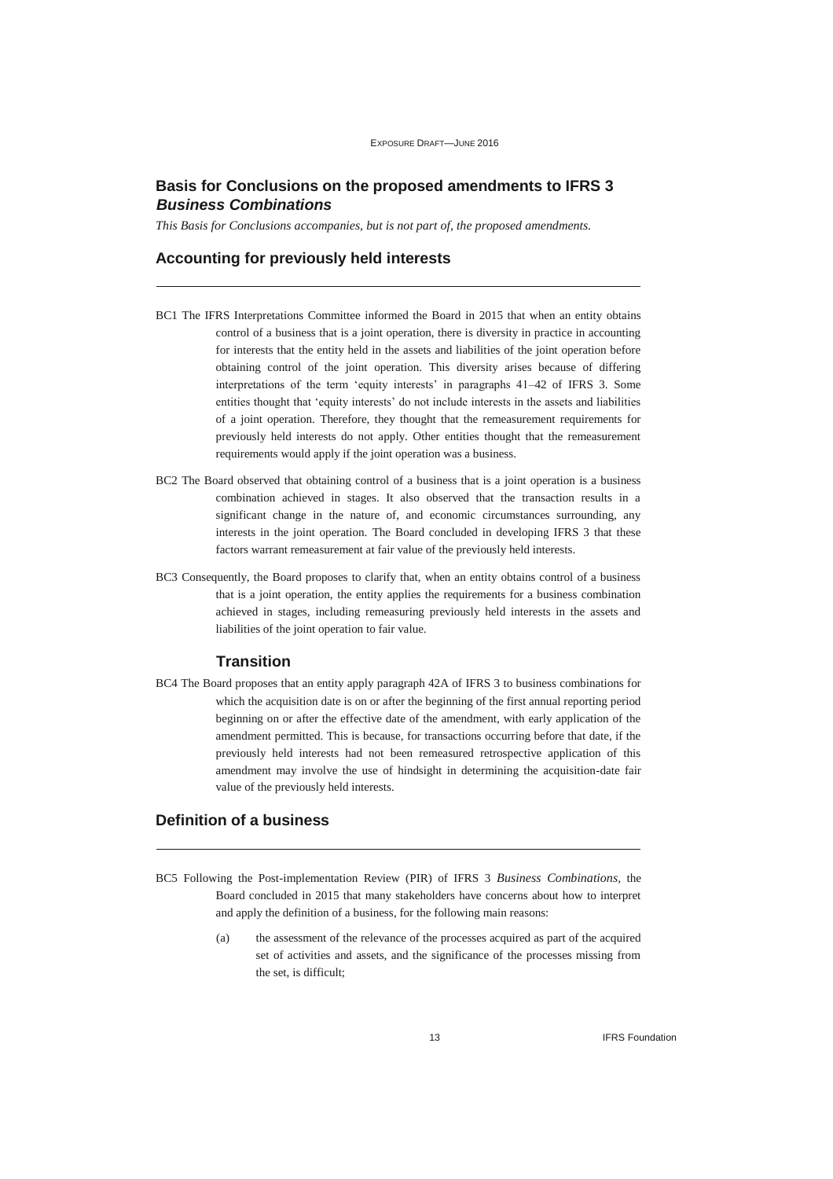## Basis for Conclusions on the proposed amendments to IFRS 3 *Business Combinations*

*This Basis for Conclusions accompanies, but is not part of, the proposed amendments.*

### Accounting for previously held interests

BC1 The IFRS Interpretations Committee informed the Board in 2015 that when an entity obtains control of a business that is a joint operation, there is diversity in practice in accounting for interests that the entity held in the assets and liabilities of the joint operation before obtaining control of the joint operation. This diversity arises because of differing interpretations of the term 'equity interests' in paragraphs 41–42 of IFRS 3. Some entities thought that 'equity interests' do not include interests in the assets and liabilities of a joint operation. Therefore, they thought that the remeasurement requirements for previously held interests do not apply. Other entities thought that the remeasurement requirements would apply if the joint operation was a business.

BC2 The Board observed that obtaining control of a business that is a joint operation is a business combination achieved in stages. It also observed that the transaction results in a significant change in the nature of, and economic circumstances surrounding, any interests in the joint operation. The Board concluded in developing IFRS 3 that these factors warrant remeasurement at fair value of the previously held interests.

BC3 Consequently, the Board proposes to clarify that, when an entity obtains control of a business that is a joint operation, the entity applies the requirements for a business combination achieved in stages, including remeasuring previously held interests in the assets and liabilities of the joint operation to fair value.

#### Transition

BC4 The Board proposes that an entity apply paragraph 42A of IFRS 3 to business combinations for which the acquisition date is on or after the beginning of the first annual reporting period beginning on or after the effective date of the amendment, with early application of the amendment permitted. This is because, for transactions occurring before that date, if the previously held interests had not been remeasured retrospective application of this amendment may involve the use of hindsight in determining the acquisition-date fair value of the previously held interests.

### Definition of a business

BC5 Following the Post-implementation Review (PIR) of IFRS 3 *Business Combinations*, the Board concluded in 2015 that many stakeholders have concerns about how to interpret and apply the definition of a business, for the following main reasons:

(a) the assessment of the relevance of the processes acquired as part of the acquired set of activities and assets, and the significance of the processes missing from the set, is difficult;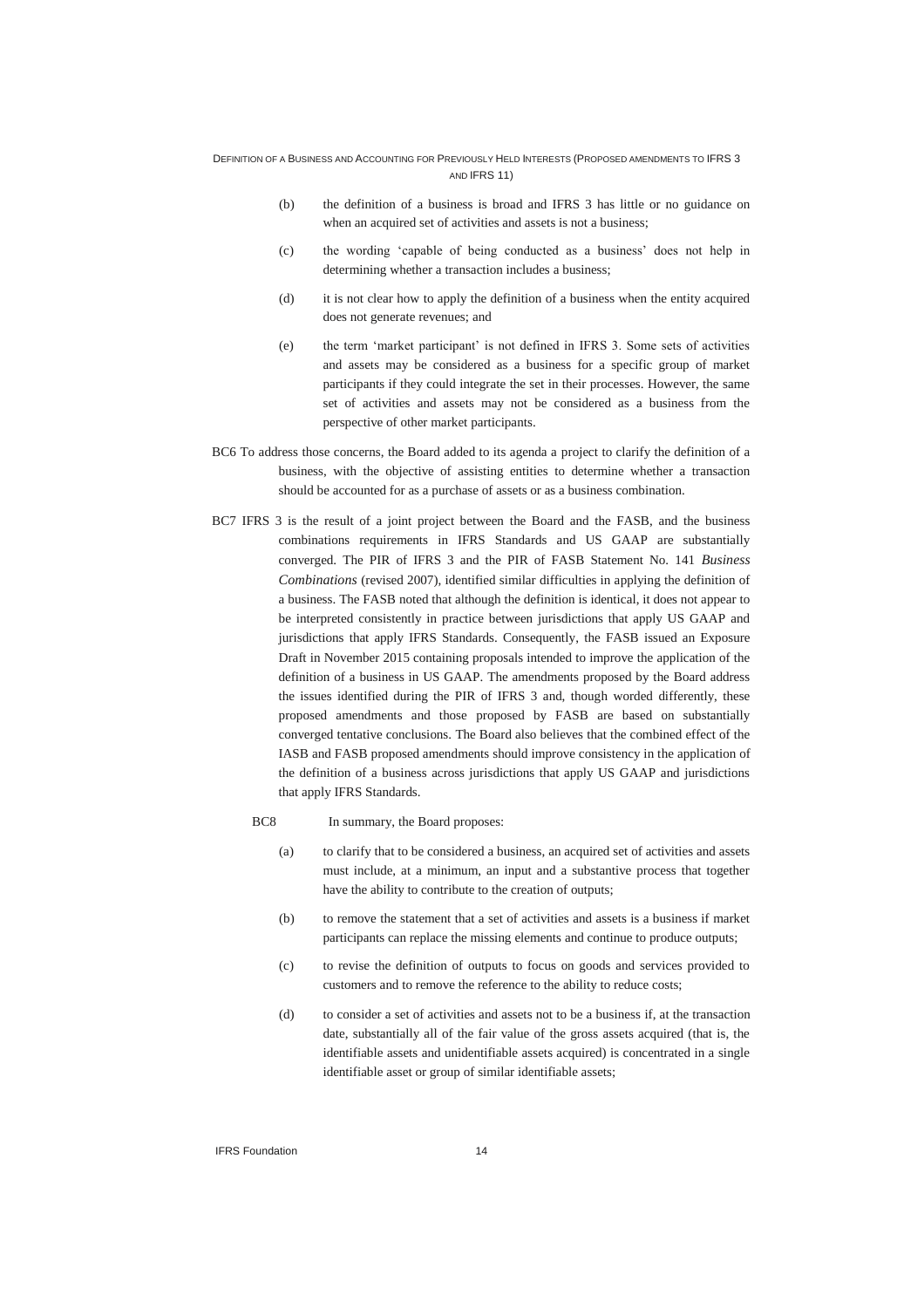(b) the definition of a business is broad and IFRS 3 has little or no guidance on when an acquired set of activities and assets is not a business;

(c) the wording 'capable of being conducted as a business' does not help in determining whether a transaction includes a business;

(d) it is not clear how to apply the definition of a business when the entity acquired does not generate revenues; and

(e) the term 'market participant' is not defined in IFRS 3. Some sets of activities and assets may be considered as a business for a specific group of market participants if they could integrate the set in their processes. However, the same set of activities and assets may not be considered as a business from the perspective of other market participants.

BC6 To address those concerns, the Board added to its agenda a project to clarify the definition of a business, with the objective of assisting entities to determine whether a transaction should be accounted for as a purchase of assets or as a business combination.

BC7 IFRS 3 is the result of a joint project between the Board and the FASB, and the business combinations requirements in IFRS Standards and US GAAP are substantially converged. The PIR of IFRS 3 and the PIR of FASB Statement No. 141 *Business Combinations* (revised 2007), identified similar difficulties in applying the definition of a business. The FASB noted that although the definition is identical, it does not appear to be interpreted consistently in practice between jurisdictions that apply US GAAP and jurisdictions that apply IFRS Standards. Consequently, the FASB issued an Exposure Draft in November 2015 containing proposals intended to improve the application of the definition of a business in US GAAP. The amendments proposed by the Board address the issues identified during the PIR of IFRS 3 and, though worded differently, these proposed amendments and those proposed by FASB are based on substantially converged tentative conclusions. The Board also believes that the combined effect of the IASB and FASB proposed amendments should improve consistency in the application of the definition of a business across jurisdictions that apply US GAAP and jurisdictions that apply IFRS Standards.

BC8 In summary, the Board proposes:

(a) to clarify that to be considered a business, an acquired set of activities and assets must include, at a minimum, an input and a substantive process that together have the ability to contribute to the creation of outputs;

(b) to remove the statement that a set of activities and assets is a business if market participants can replace the missing elements and continue to produce outputs;

(c) to revise the definition of outputs to focus on goods and services provided to customers and to remove the reference to the ability to reduce costs;

(d) to consider a set of activities and assets not to be a business if, at the transaction date, substantially all of the fair value of the gross assets acquired (that is, the identifiable assets and unidentifiable assets acquired) is concentrated in a single identifiable asset or group of similar identifiable assets;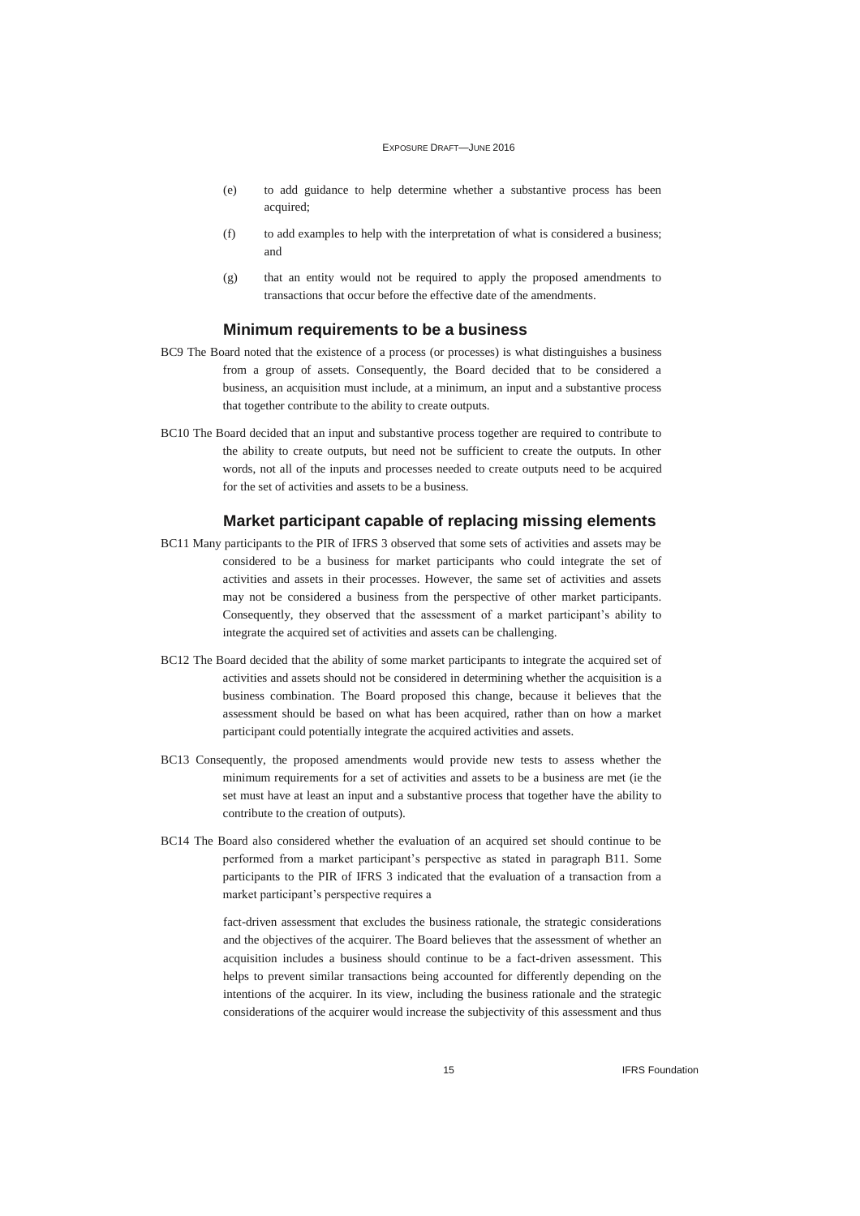(e) to add guidance to help determine whether a substantive process has been acquired;

(f) to add examples to help with the interpretation of what is considered a business; and

(g) that an entity would not be required to apply the proposed amendments to transactions that occur before the effective date of the amendments.

### Minimum requirements to be a business

BC9 The Board noted that the existence of a process (or processes) is what distinguishes a business from a group of assets. Consequently, the Board decided that to be considered a business, an acquisition must include, at a minimum, an input and a substantive process that together contribute to the ability to create outputs.

BC10 The Board decided that an input and substantive process together are required to contribute to the ability to create outputs, but need not be sufficient to create the outputs. In other words, not all of the inputs and processes needed to create outputs need to be acquired for the set of activities and assets to be a business.

### Market participant capable of replacing missing elements

BC11 Many participants to the PIR of IFRS 3 observed that some sets of activities and assets may be considered to be a business for market participants who could integrate the set of activities and assets in their processes. However, the same set of activities and assets may not be considered a business from the perspective of other market participants. Consequently, they observed that the assessment of a market participant's ability to integrate the acquired set of activities and assets can be challenging.

BC12 The Board decided that the ability of some market participants to integrate the acquired set of activities and assets should not be considered in determining whether the acquisition is a business combination. The Board proposed this change, because it believes that the assessment should be based on what has been acquired, rather than on how a market participant could potentially integrate the acquired activities and assets.

BC13 Consequently, the proposed amendments would provide new tests to assess whether the minimum requirements for a set of activities and assets to be a business are met (ie the set must have at least an input and a substantive process that together have the ability to contribute to the creation of outputs).

BC14 The Board also considered whether the evaluation of an acquired set should continue to be performed from a market participant's perspective as stated in paragraph B11. Some participants to the PIR of IFRS 3 indicated that the evaluation of a transaction from a market participant's perspective requires a

fact-driven assessment that excludes the business rationale, the strategic considerations and the objectives of the acquirer. The Board believes that the assessment of whether an acquisition includes a business should continue to be a fact-driven assessment. This helps to prevent similar transactions being accounted for differently depending on the intentions of the acquirer. In its view, including the business rationale and the strategic considerations of the acquirer would increase the subjectivity of this assessment and thus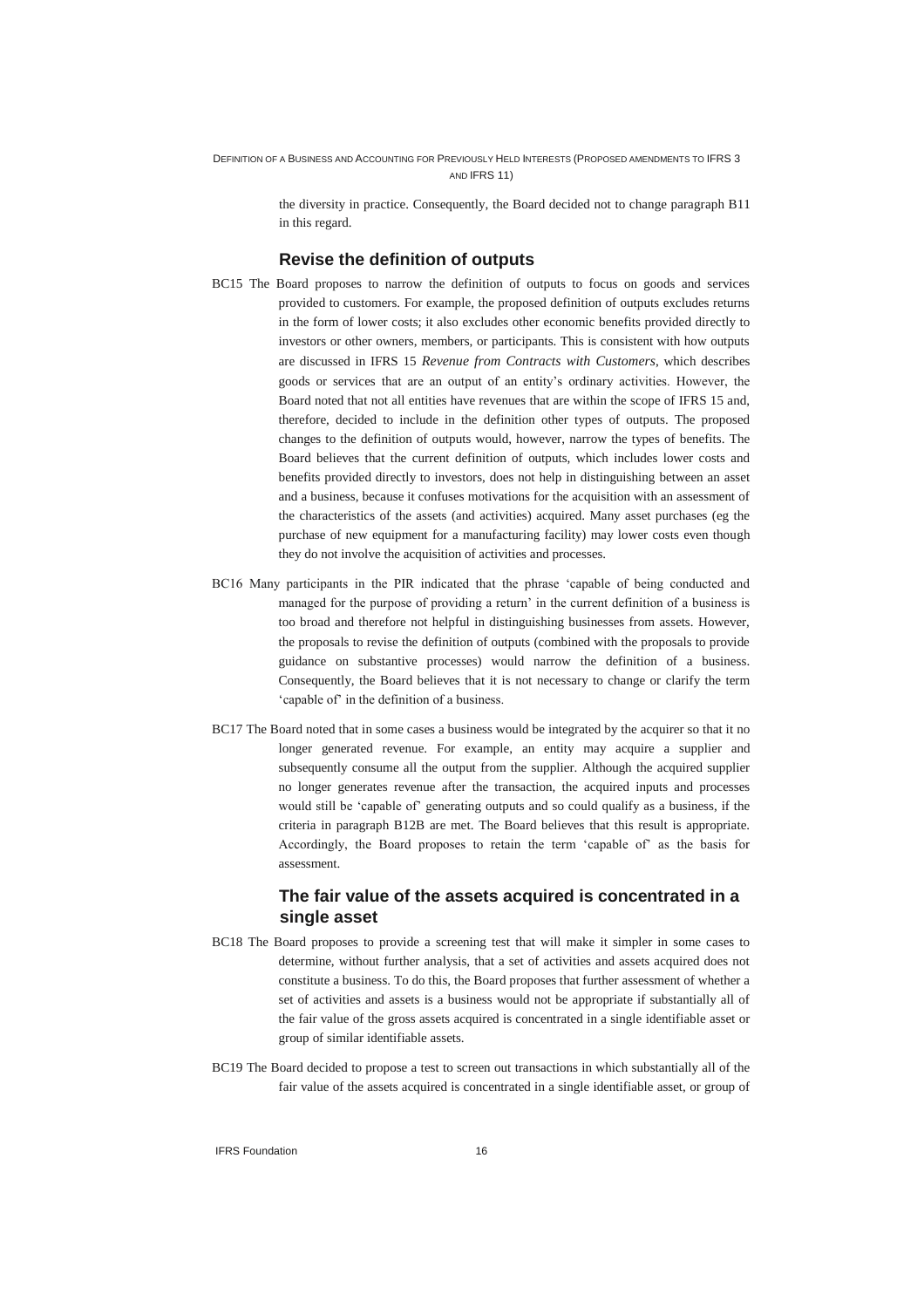the diversity in practice. Consequently, the Board decided not to change paragraph B11 in this regard.

### Revise the definition of outputs

BC15 The Board proposes to narrow the definition of outputs to focus on goods and services provided to customers. For example, the proposed definition of outputs excludes returns in the form of lower costs; it also excludes other economic benefits provided directly to investors or other owners, members, or participants. This is consistent with how outputs are discussed in IFRS 15 *Revenue from Contracts with Customers*, which describes goods or services that are an output of an entity's ordinary activities. However, the Board noted that not all entities have revenues that are within the scope of IFRS 15 and, therefore, decided to include in the definition other types of outputs. The proposed changes to the definition of outputs would, however, narrow the types of benefits. The Board believes that the current definition of outputs, which includes lower costs and benefits provided directly to investors, does not help in distinguishing between an asset and a business, because it confuses motivations for the acquisition with an assessment of the characteristics of the assets (and activities) acquired. Many asset purchases (eg the purchase of new equipment for a manufacturing facility) may lower costs even though they do not involve the acquisition of activities and processes.

BC16 Many participants in the PIR indicated that the phrase 'capable of being conducted and managed for the purpose of providing a return' in the current definition of a business is too broad and therefore not helpful in distinguishing businesses from assets. However, the proposals to revise the definition of outputs (combined with the proposals to provide guidance on substantive processes) would narrow the definition of a business. Consequently, the Board believes that it is not necessary to change or clarify the term 'capable of' in the definition of a business.

BC17 The Board noted that in some cases a business would be integrated by the acquirer so that it no longer generated revenue. For example, an entity may acquire a supplier and subsequently consume all the output from the supplier. Although the acquired supplier no longer generates revenue after the transaction, the acquired inputs and processes would still be 'capable of' generating outputs and so could qualify as a business, if the criteria in paragraph B12B are met. The Board believes that this result is appropriate. Accordingly, the Board proposes to retain the term 'capable of' as the basis for assessment.

### The fair value of the assets acquired is concentrated in a single asset

BC18 The Board proposes to provide a screening test that will make it simpler in some cases to determine, without further analysis, that a set of activities and assets acquired does not constitute a business. To do this, the Board proposes that further assessment of whether a set of activities and assets is a business would not be appropriate if substantially all of the fair value of the gross assets acquired is concentrated in a single identifiable asset or group of similar identifiable assets.

BC19 The Board decided to propose a test to screen out transactions in which substantially all of the fair value of the assets acquired is concentrated in a single identifiable asset, or group of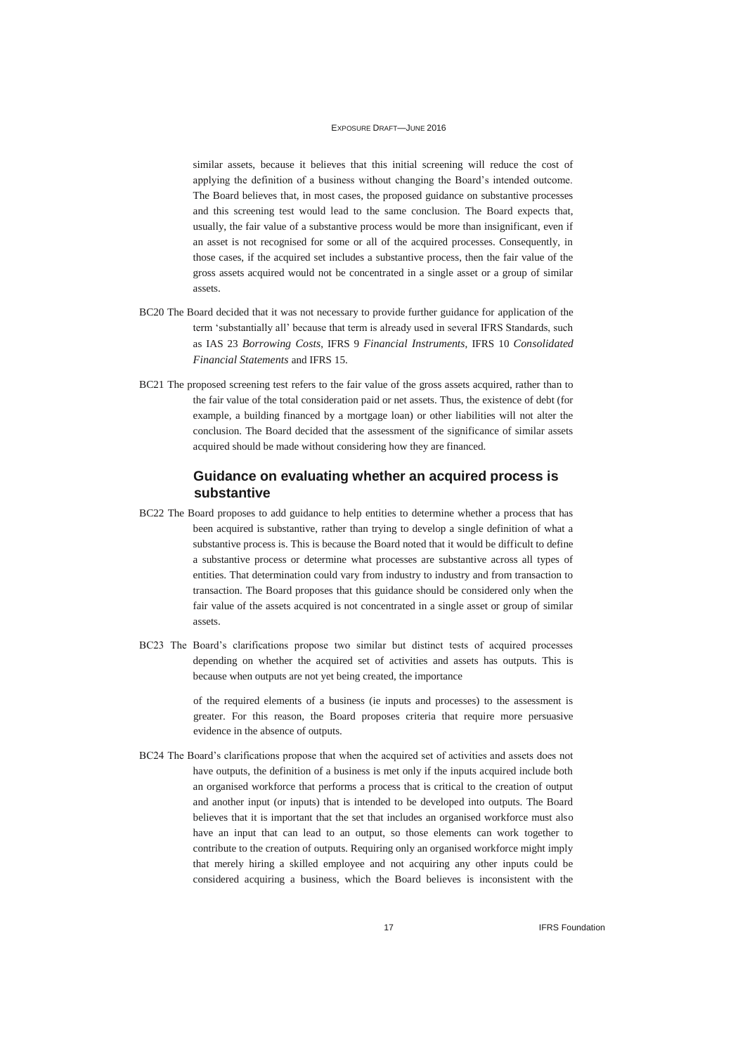similar assets, because it believes that this initial screening will reduce the cost of applying the definition of a business without changing the Board's intended outcome. The Board believes that, in most cases, the proposed guidance on substantive processes and this screening test would lead to the same conclusion. The Board expects that, usually, the fair value of a substantive process would be more than insignificant, even if an asset is not recognised for some or all of the acquired processes. Consequently, in those cases, if the acquired set includes a substantive process, then the fair value of the gross assets acquired would not be concentrated in a single asset or a group of similar assets.

BC20 The Board decided that it was not necessary to provide further guidance for application of the term 'substantially all' because that term is already used in several IFRS Standards, such as IAS 23 *Borrowing Costs*, IFRS 9 *Financial Instruments*, IFRS 10 *Consolidated Financial Statements* and IFRS 15.

BC21 The proposed screening test refers to the fair value of the gross assets acquired, rather than to the fair value of the total consideration paid or net assets. Thus, the existence of debt (for example, a building financed by a mortgage loan) or other liabilities will not alter the conclusion. The Board decided that the assessment of the significance of similar assets acquired should be made without considering how they are financed.

## Guidance on evaluating whether an acquired process is substantive

BC22 The Board proposes to add guidance to help entities to determine whether a process that has been acquired is substantive, rather than trying to develop a single definition of what a substantive process is. This is because the Board noted that it would be difficult to define a substantive process or determine what processes are substantive across all types of entities. That determination could vary from industry to industry and from transaction to transaction. The Board proposes that this guidance should be considered only when the fair value of the assets acquired is not concentrated in a single asset or group of similar assets.

BC23 The Board's clarifications propose two similar but distinct tests of acquired processes depending on whether the acquired set of activities and assets has outputs. This is because when outputs are not yet being created, the importance of the required elements of a business (ie inputs and processes) to the assessment is greater. For this reason, the Board proposes criteria that require more persuasive evidence in the absence of outputs.

BC24 The Board's clarifications propose that when the acquired set of activities and assets does not have outputs, the definition of a business is met only if the inputs acquired include both an organised workforce that performs a process that is critical to the creation of output and another input (or inputs) that is intended to be developed into outputs. The Board believes that it is important that the set that includes an organised workforce must also have an input that can lead to an output, so those elements can work together to contribute to the creation of outputs. Requiring only an organised workforce might imply that merely hiring a skilled employee and not acquiring any other inputs could be considered acquiring a business, which the Board believes is inconsistent with the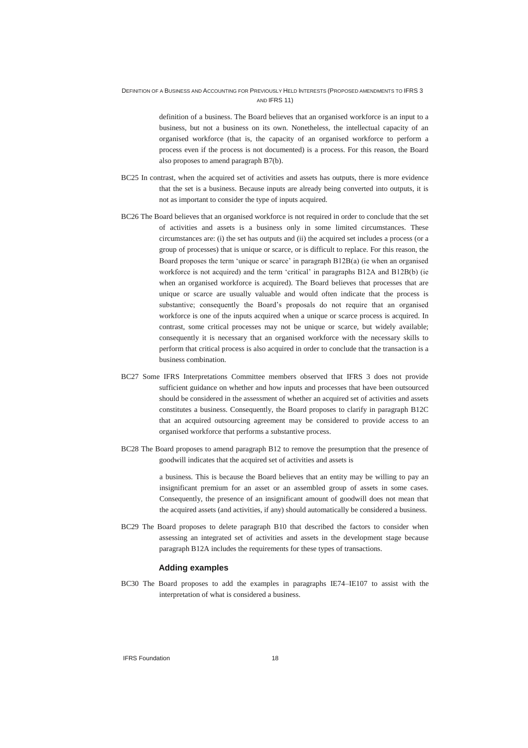definition of a business. The Board believes that an organised workforce is an input to a business, but not a business on its own. Nonetheless, the intellectual capacity of an organised workforce (that is, the capacity of an organised workforce to perform a process even if the process is not documented) is a process. For this reason, the Board also proposes to amend paragraph B7(b).

BC25 In contrast, when the acquired set of activities and assets has outputs, there is more evidence that the set is a business. Because inputs are already being converted into outputs, it is not as important to consider the type of inputs acquired.

BC26 The Board believes that an organised workforce is not required in order to conclude that the set of activities and assets is a business only in some limited circumstances. These circumstances are: (i) the set has outputs and (ii) the acquired set includes a process (or a group of processes) that is unique or scarce, or is difficult to replace. For this reason, the Board proposes the term 'unique or scarce' in paragraph B12B(a) (ie when an organised workforce is not acquired) and the term 'critical' in paragraphs B12A and B12B(b) (ie when an organised workforce is acquired). The Board believes that processes that are unique or scarce are usually valuable and would often indicate that the process is substantive; consequently the Board's proposals do not require that an organised workforce is one of the inputs acquired when a unique or scarce process is acquired. In contrast, some critical processes may not be unique or scarce, but widely available; consequently it is necessary that an organised workforce with the necessary skills to perform that critical process is also acquired in order to conclude that the transaction is a business combination.

BC27 Some IFRS Interpretations Committee members observed that IFRS 3 does not provide sufficient guidance on whether and how inputs and processes that have been outsourced should be considered in the assessment of whether an acquired set of activities and assets constitutes a business. Consequently, the Board proposes to clarify in paragraph B12C that an acquired outsourcing agreement may be considered to provide access to an organised workforce that performs a substantive process.

BC28 The Board proposes to amend paragraph B12 to remove the presumption that the presence of goodwill indicates that the acquired set of activities and assets is a business. This is because the Board believes that an entity may be willing to pay an insignificant premium for an asset or an assembled group of assets in some cases. Consequently, the presence of an insignificant amount of goodwill does not mean that the acquired assets (and activities, if any) should automatically be considered a business.

BC29 The Board proposes to delete paragraph B10 that described the factors to consider when assessing an integrated set of activities and assets in the development stage because paragraph B12A includes the requirements for these types of transactions.

### Adding examples

BC30 The Board proposes to add the examples in paragraphs IE74–IE107 to assist with the interpretation of what is considered a business.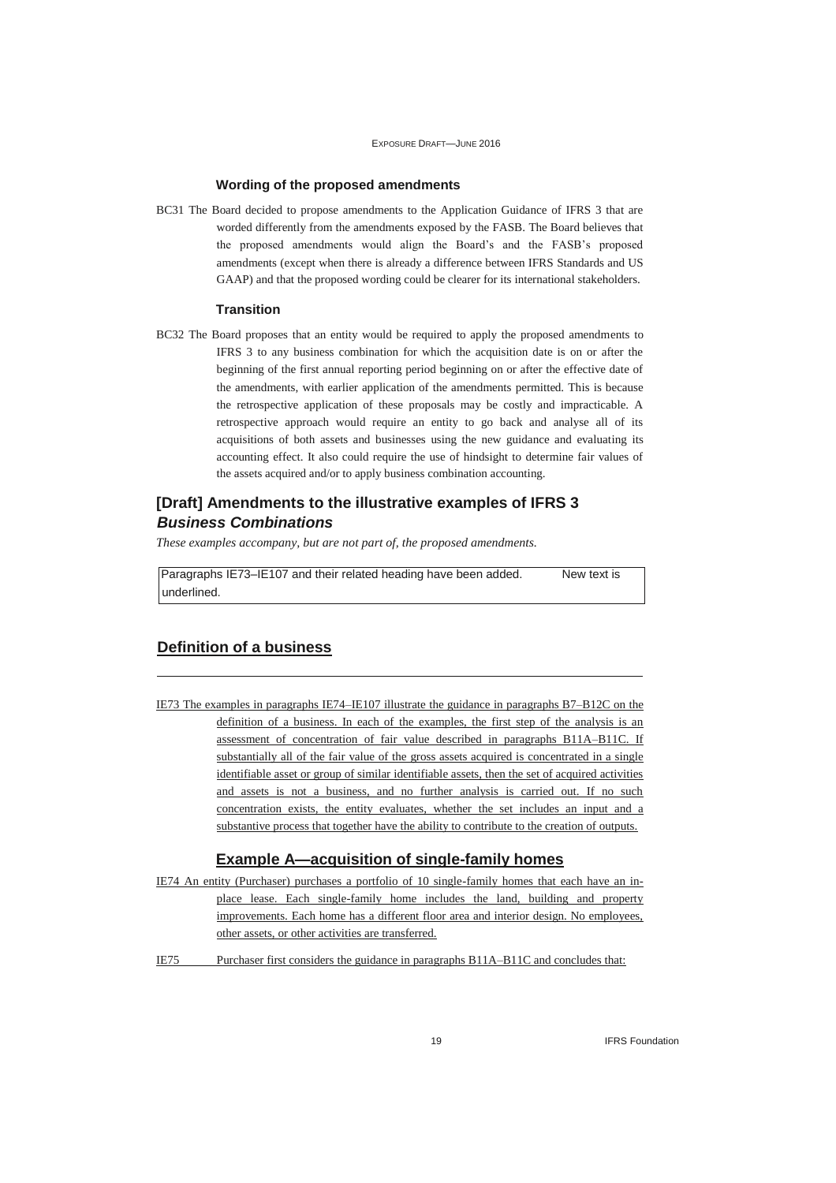#### Wording of the proposed amendments

BC31 The Board decided to propose amendments to the Application Guidance of IFRS 3 that are worded differently from the amendments exposed by the FASB. The Board believes that the proposed amendments would align the Board's and the FASB's proposed amendments (except when there is already a difference between IFRS Standards and US GAAP) and that the proposed wording could be clearer for its international stakeholders.

#### Transition

BC32 The Board proposes that an entity would be required to apply the proposed amendments to IFRS 3 to any business combination for which the acquisition date is on or after the beginning of the first annual reporting period beginning on or after the effective date of the amendments, with earlier application of the amendments permitted. This is because the retrospective application of these proposals may be costly and impracticable. A retrospective approach would require an entity to go back and analyse all of its acquisitions of both assets and businesses using the new guidance and evaluating its accounting effect. It also could require the use of hindsight to determine fair values of the assets acquired and/or to apply business combination accounting.

## [Draft] Amendments to the illustrative examples of IFRS 3 *Business Combinations*

*These examples accompany, but are not part of, the proposed amendments.*

| Paragraphs IE73–IE107 and their related heading have been added. New text is underlined. |
|---|

## Definition of a business

IE73 The examples in paragraphs IE74–IE107 illustrate the guidance in paragraphs B7–B12C on the definition of a business. In each of the examples, the first step of the analysis is an assessment of concentration of fair value described in paragraphs B11A–B11C. If substantially all of the fair value of the gross assets acquired is concentrated in a single identifiable asset or group of similar identifiable assets, then the set of acquired activities and assets is not a business, and no further analysis is carried out. If no such concentration exists, the entity evaluates, whether the set includes an input and a substantive process that together have the ability to contribute to the creation of outputs.

### Example A—acquisition of single-family homes

IE74 An entity (Purchaser) purchases a portfolio of 10 single-family homes that each have an in-place lease. Each single-family home includes the land, building and property improvements. Each home has a different floor area and interior design. No employees, other assets, or other activities are transferred.

IE75 Purchaser first considers the guidance in paragraphs B11A–B11C and concludes that: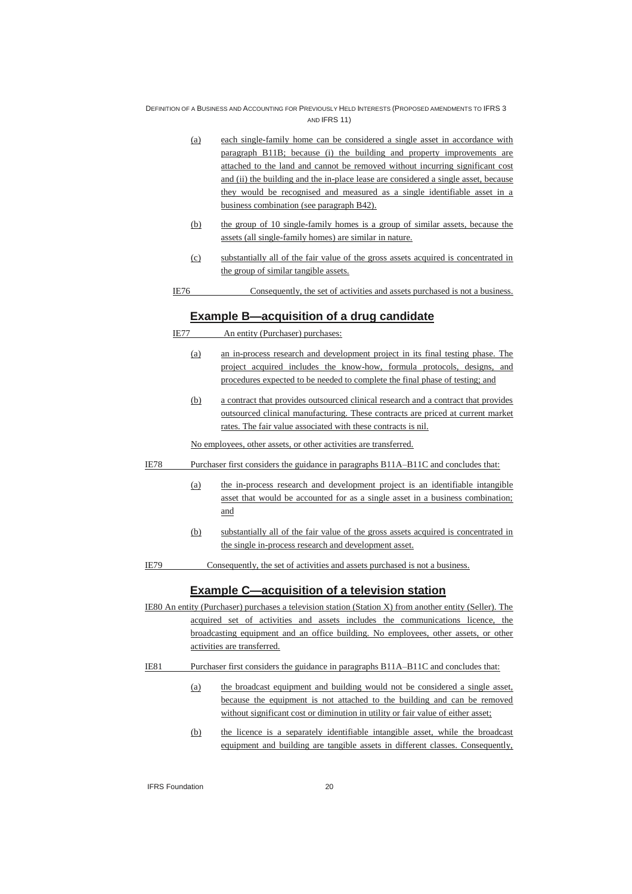(a) each single-family home can be considered a single asset in accordance with paragraph B11B; because (i) the building and property improvements are attached to the land and cannot be removed without incurring significant cost and (ii) the building and the in-place lease are considered a single asset, because they would be recognised and measured as a single identifiable asset in a business combination (see paragraph B42).

(b) the group of 10 single-family homes is a group of similar assets, because the assets (all single-family homes) are similar in nature.

(c) substantially all of the fair value of the gross assets acquired is concentrated in the group of similar tangible assets.

IE76 Consequently, the set of activities and assets purchased is not a business.

### Example B—acquisition of a drug candidate

IE77 An entity (Purchaser) purchases:

(a) an in-process research and development project in its final testing phase. The project acquired includes the know-how, formula protocols, designs, and procedures expected to be needed to complete the final phase of testing; and

(b) a contract that provides outsourced clinical research and a contract that provides outsourced clinical manufacturing. These contracts are priced at current market rates. The fair value associated with these contracts is nil.

No employees, other assets, or other activities are transferred.

IE78 Purchaser first considers the guidance in paragraphs B11A–B11C and concludes that:

(a) the in-process research and development project is an identifiable intangible asset that would be accounted for as a single asset in a business combination; and

(b) substantially all of the fair value of the gross assets acquired is concentrated in the single in-process research and development asset.

IE79 Consequently, the set of activities and assets purchased is not a business.

### Example C—acquisition of a television station

IE80 An entity (Purchaser) purchases a television station (Station X) from another entity (Seller). The acquired set of activities and assets includes the communications licence, the broadcasting equipment and an office building. No employees, other assets, or other activities are transferred.

IE81 Purchaser first considers the guidance in paragraphs B11A–B11C and concludes that:

(a) the broadcast equipment and building would not be considered a single asset, because the equipment is not attached to the building and can be removed without significant cost or diminution in utility or fair value of either asset;

(b) the licence is a separately identifiable intangible asset, while the broadcast equipment and building are tangible assets in different classes. Consequently,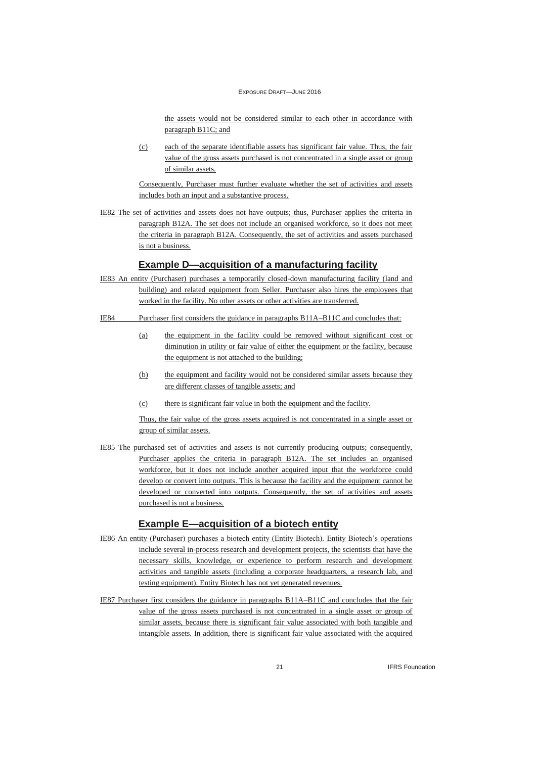the assets would not be considered similar to each other in accordance with paragraph B11C; and

(c) each of the separate identifiable assets has significant fair value. Thus, the fair value of the gross assets purchased is not concentrated in a single asset or group of similar assets.

Consequently, Purchaser must further evaluate whether the set of activities and assets includes both an input and a substantive process.

IE82 The set of activities and assets does not have outputs; thus, Purchaser applies the criteria in paragraph B12A. The set does not include an organised workforce, so it does not meet the criteria in paragraph B12A. Consequently, the set of activities and assets purchased is not a business.

## Example D—acquisition of a manufacturing facility

IE83 An entity (Purchaser) purchases a temporarily closed-down manufacturing facility (land and building) and related equipment from Seller. Purchaser also hires the employees that worked in the facility. No other assets or other activities are transferred.

IE84 Purchaser first considers the guidance in paragraphs B11A–B11C and concludes that:

(a) the equipment in the facility could be removed without significant cost or diminution in utility or fair value of either the equipment or the facility, because the equipment is not attached to the building;

(b) the equipment and facility would not be considered similar assets because they are different classes of tangible assets; and

(c) there is significant fair value in both the equipment and the facility.

Thus, the fair value of the gross assets acquired is not concentrated in a single asset or group of similar assets.

IE85 The purchased set of activities and assets is not currently producing outputs; consequently, Purchaser applies the criteria in paragraph B12A. The set includes an organised workforce, but it does not include another acquired input that the workforce could develop or convert into outputs. This is because the facility and the equipment cannot be developed or converted into outputs. Consequently, the set of activities and assets purchased is not a business.

## Example E—acquisition of a biotech entity

IE86 An entity (Purchaser) purchases a biotech entity (Entity Biotech). Entity Biotech's operations include several in-process research and development projects, the scientists that have the necessary skills, knowledge, or experience to perform research and development activities and tangible assets (including a corporate headquarters, a research lab, and testing equipment). Entity Biotech has not yet generated revenues.

IE87 Purchaser first considers the guidance in paragraphs B11A–B11C and concludes that the fair value of the gross assets purchased is not concentrated in a single asset or group of similar assets, because there is significant fair value associated with both tangible and intangible assets. In addition, there is significant fair value associated with the acquired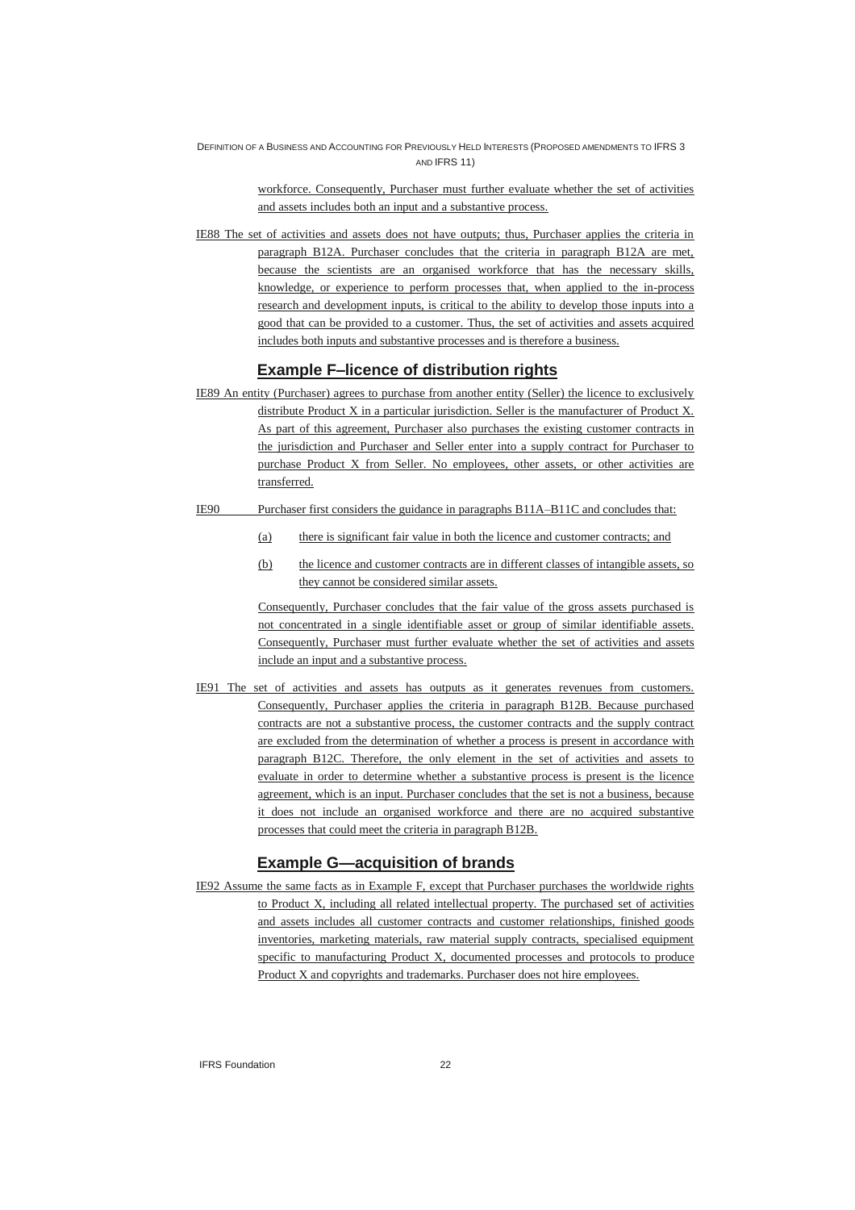workforce. Consequently, Purchaser must further evaluate whether the set of activities and assets includes both an input and a substantive process.

IE88 The set of activities and assets does not have outputs; thus, Purchaser applies the criteria in paragraph B12A. Purchaser concludes that the criteria in paragraph B12A are met, because the scientists are an organised workforce that has the necessary skills, knowledge, or experience to perform processes that, when applied to the in-process research and development inputs, is critical to the ability to develop those inputs into a good that can be provided to a customer. Thus, the set of activities and assets acquired includes both inputs and substantive processes and is therefore a business.

### Example F–licence of distribution rights

IE89 An entity (Purchaser) agrees to purchase from another entity (Seller) the licence to exclusively distribute Product X in a particular jurisdiction. Seller is the manufacturer of Product X. As part of this agreement, Purchaser also purchases the existing customer contracts in the jurisdiction and Purchaser and Seller enter into a supply contract for Purchaser to purchase Product X from Seller. No employees, other assets, or other activities are transferred.

IE90 Purchaser first considers the guidance in paragraphs B11A–B11C and concludes that:

(a) there is significant fair value in both the licence and customer contracts; and

(b) the licence and customer contracts are in different classes of intangible assets, so they cannot be considered similar assets.

Consequently, Purchaser concludes that the fair value of the gross assets purchased is not concentrated in a single identifiable asset or group of similar identifiable assets. Consequently, Purchaser must further evaluate whether the set of activities and assets include an input and a substantive process.

IE91 The set of activities and assets has outputs as it generates revenues from customers. Consequently, Purchaser applies the criteria in paragraph B12B. Because purchased contracts are not a substantive process, the customer contracts and the supply contract are excluded from the determination of whether a process is present in accordance with paragraph B12C. Therefore, the only element in the set of activities and assets to evaluate in order to determine whether a substantive process is present is the licence agreement, which is an input. Purchaser concludes that the set is not a business, because it does not include an organised workforce and there are no acquired substantive processes that could meet the criteria in paragraph B12B.

### Example G—acquisition of brands

IE92 Assume the same facts as in Example F, except that Purchaser purchases the worldwide rights to Product X, including all related intellectual property. The purchased set of activities and assets includes all customer contracts and customer relationships, finished goods inventories, marketing materials, raw material supply contracts, specialised equipment specific to manufacturing Product X, documented processes and protocols to produce Product X and copyrights and trademarks. Purchaser does not hire employees.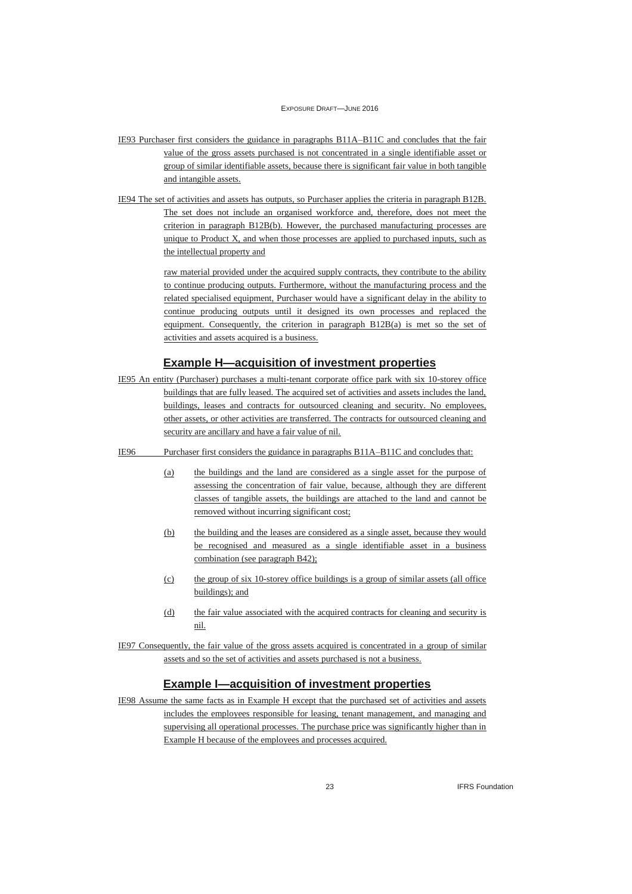IE93 Purchaser first considers the guidance in paragraphs B11A–B11C and concludes that the fair value of the gross assets purchased is not concentrated in a single identifiable asset or group of similar identifiable assets, because there is significant fair value in both tangible and intangible assets.

IE94 The set of activities and assets has outputs, so Purchaser applies the criteria in paragraph B12B. The set does not include an organised workforce and, therefore, does not meet the criterion in paragraph B12B(b). However, the purchased manufacturing processes are unique to Product X, and when those processes are applied to purchased inputs, such as the intellectual property and raw material provided under the acquired supply contracts, they contribute to the ability to continue producing outputs. Furthermore, without the manufacturing process and the related specialised equipment, Purchaser would have a significant delay in the ability to continue producing outputs until it designed its own processes and replaced the equipment. Consequently, the criterion in paragraph B12B(a) is met so the set of activities and assets acquired is a business.

## Example H—acquisition of investment properties

IE95 An entity (Purchaser) purchases a multi-tenant corporate office park with six 10-storey office buildings that are fully leased. The acquired set of activities and assets includes the land, buildings, leases and contracts for outsourced cleaning and security. No employees, other assets, or other activities are transferred. The contracts for outsourced cleaning and security are ancillary and have a fair value of nil.

IE96 Purchaser first considers the guidance in paragraphs B11A–B11C and concludes that:

(a) the buildings and the land are considered as a single asset for the purpose of assessing the concentration of fair value, because, although they are different classes of tangible assets, the buildings are attached to the land and cannot be removed without incurring significant cost;

(b) the building and the leases are considered as a single asset, because they would be recognised and measured as a single identifiable asset in a business combination (see paragraph B42);

(c) the group of six 10-storey office buildings is a group of similar assets (all office buildings); and

(d) the fair value associated with the acquired contracts for cleaning and security is nil.

IE97 Consequently, the fair value of the gross assets acquired is concentrated in a group of similar assets and so the set of activities and assets purchased is not a business.

## Example I—acquisition of investment properties

IE98 Assume the same facts as in Example H except that the purchased set of activities and assets includes the employees responsible for leasing, tenant management, and managing and supervising all operational processes. The purchase price was significantly higher than in Example H because of the employees and processes acquired.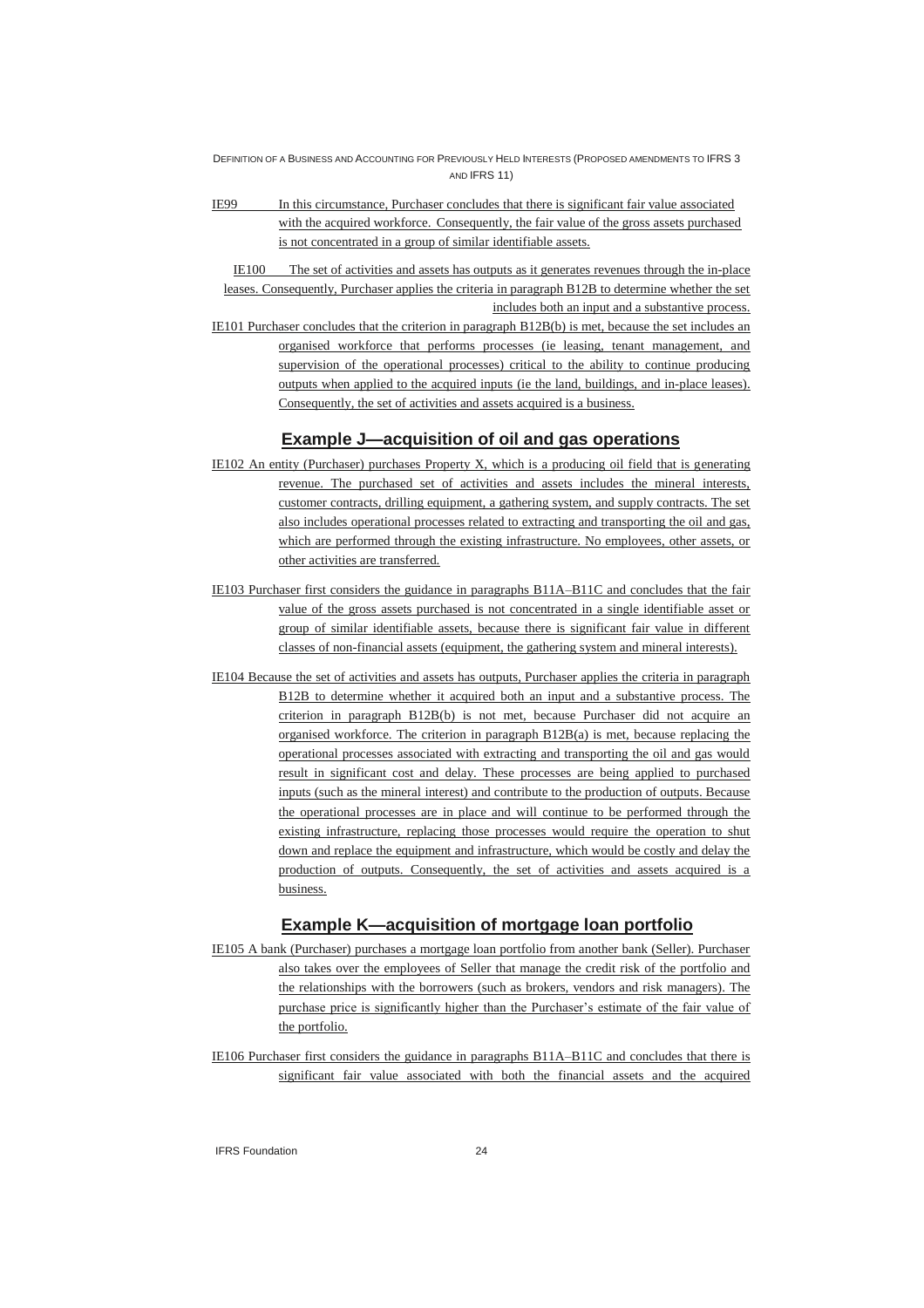IE99 In this circumstance, Purchaser concludes that there is significant fair value associated with the acquired workforce. Consequently, the fair value of the gross assets purchased is not concentrated in a group of similar identifiable assets.

IE100 The set of activities and assets has outputs as it generates revenues through the in-place leases. Consequently, Purchaser applies the criteria in paragraph B12B to determine whether the set includes both an input and a substantive process.

IE101 Purchaser concludes that the criterion in paragraph B12B(b) is met, because the set includes an organised workforce that performs processes (ie leasing, tenant management, and supervision of the operational processes) critical to the ability to continue producing outputs when applied to the acquired inputs (ie the land, buildings, and in-place leases). Consequently, the set of activities and assets acquired is a business.

## Example J—acquisition of oil and gas operations

IE102 An entity (Purchaser) purchases Property X, which is a producing oil field that is generating revenue. The purchased set of activities and assets includes the mineral interests, customer contracts, drilling equipment, a gathering system, and supply contracts. The set also includes operational processes related to extracting and transporting the oil and gas, which are performed through the existing infrastructure. No employees, other assets, or other activities are transferred.

IE103 Purchaser first considers the guidance in paragraphs B11A–B11C and concludes that the fair value of the gross assets purchased is not concentrated in a single identifiable asset or group of similar identifiable assets, because there is significant fair value in different classes of non-financial assets (equipment, the gathering system and mineral interests).

IE104 Because the set of activities and assets has outputs, Purchaser applies the criteria in paragraph B12B to determine whether it acquired both an input and a substantive process. The criterion in paragraph B12B(b) is not met, because Purchaser did not acquire an organised workforce. The criterion in paragraph B12B(a) is met, because replacing the operational processes associated with extracting and transporting the oil and gas would result in significant cost and delay. These processes are being applied to purchased inputs (such as the mineral interest) and contribute to the production of outputs. Because the operational processes are in place and will continue to be performed through the existing infrastructure, replacing those processes would require the operation to shut down and replace the equipment and infrastructure, which would be costly and delay the production of outputs. Consequently, the set of activities and assets acquired is a business.

## Example K—acquisition of mortgage loan portfolio

IE105 A bank (Purchaser) purchases a mortgage loan portfolio from another bank (Seller). Purchaser also takes over the employees of Seller that manage the credit risk of the portfolio and the relationships with the borrowers (such as brokers, vendors and risk managers). The purchase price is significantly higher than the Purchaser's estimate of the fair value of the portfolio.

IE106 Purchaser first considers the guidance in paragraphs B11A–B11C and concludes that there is significant fair value associated with both the financial assets and the acquired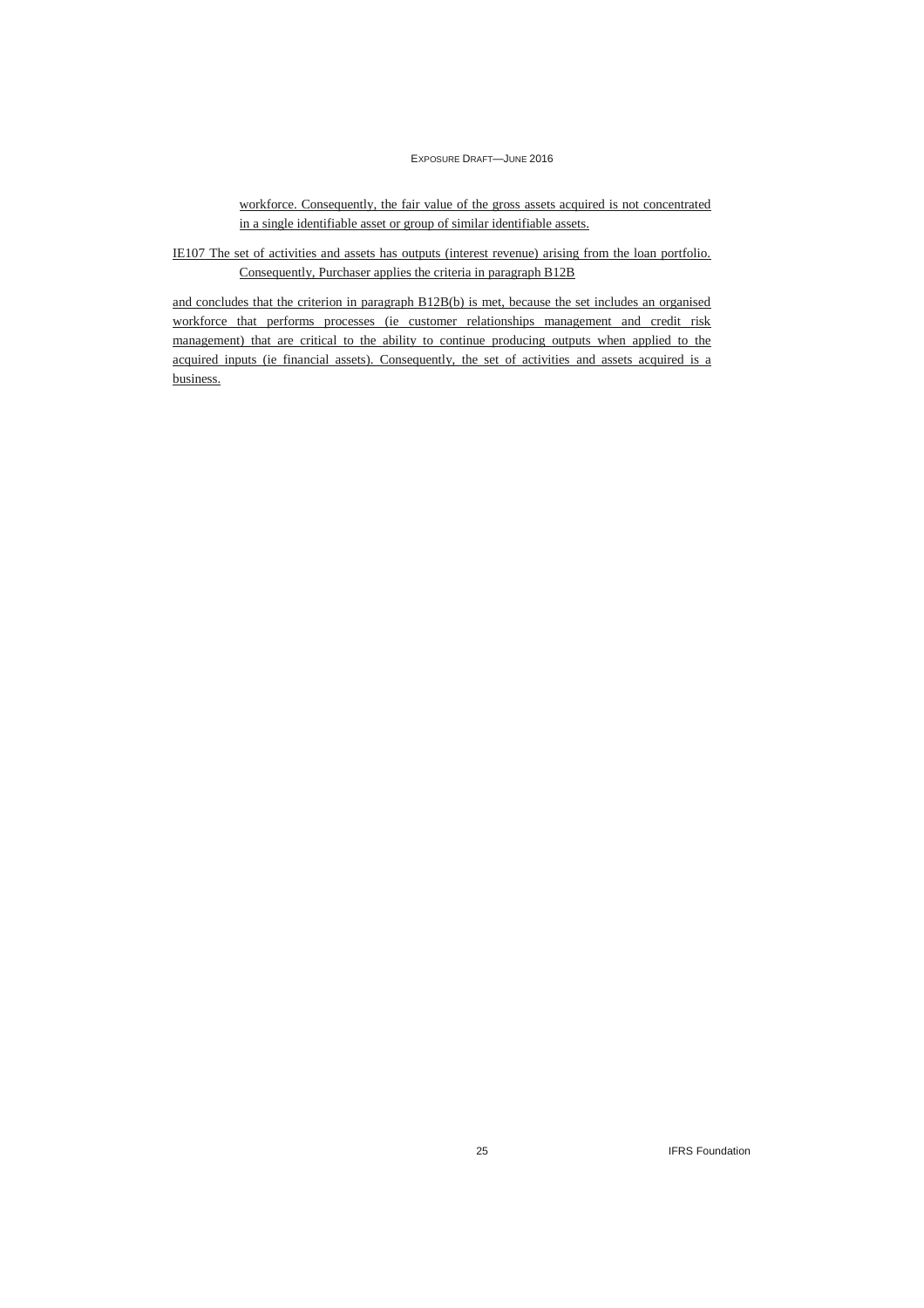workforce. Consequently, the fair value of the gross assets acquired is not concentrated in a single identifiable asset or group of similar identifiable assets.

IE107 The set of activities and assets has outputs (interest revenue) arising from the loan portfolio. Consequently, Purchaser applies the criteria in paragraph B12B and concludes that the criterion in paragraph B12B(b) is met, because the set includes an organised workforce that performs processes (ie customer relationships management and credit risk management) that are critical to the ability to continue producing outputs when applied to the acquired inputs (ie financial assets). Consequently, the set of activities and assets acquired is a business.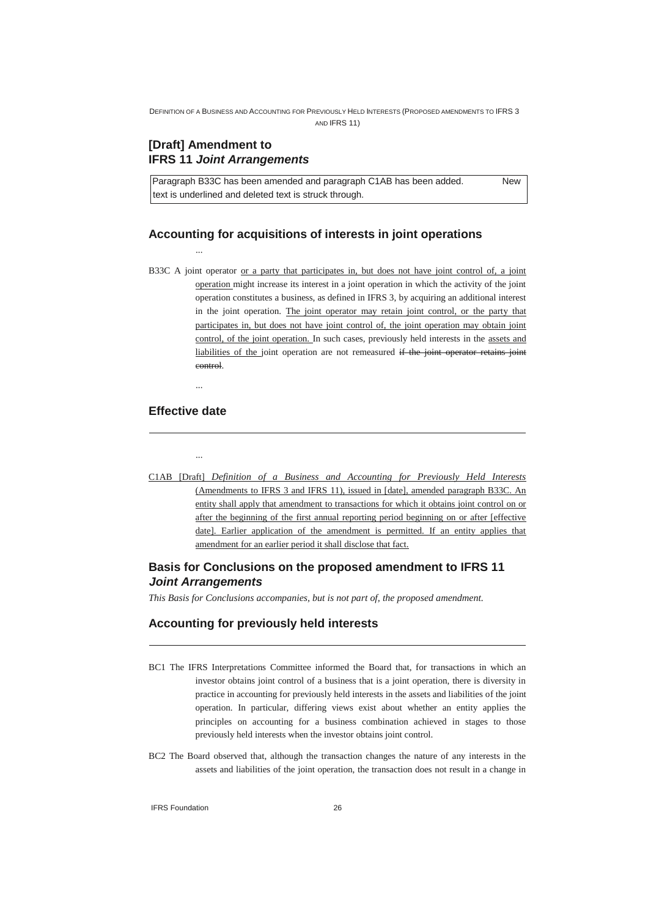## [Draft] Amendment to IFRS 11 *Joint Arrangements*

Paragraph B33C has been amended and paragraph C1AB has been added. New text is underlined and deleted text is struck through.

### Accounting for acquisitions of interests in joint operations

...

B33C A joint operator <u>or a party that participates in, but does not have joint control of, a joint operation</u> might increase its interest in a joint operation in which the activity of the joint operation constitutes a business, as defined in IFRS 3, by acquiring an additional interest in the joint operation. <u>The joint operator may retain joint control, or the party that participates in, but does not have joint control of, the joint operation may obtain joint control, of the joint operation.</u> In such cases, previously held interests in the <u>assets and liabilities of the</u> joint operation are not remeasured ~~if the joint operator retains joint control~~.

...

### Effective date

...

<u>C1AB [Draft] *Definition of a Business and Accounting for Previously Held Interests* (Amendments to IFRS 3 and IFRS 11), issued in [date], amended paragraph B33C. An entity shall apply that amendment to transactions for which it obtains joint control on or after the beginning of the first annual reporting period beginning on or after [effective date]. Earlier application of the amendment is permitted. If an entity applies that amendment for an earlier period it shall disclose that fact.</u>

## Basis for Conclusions on the proposed amendment to IFRS 11 *Joint Arrangements*

*This Basis for Conclusions accompanies, but is not part of, the proposed amendment.*

### Accounting for previously held interests

BC1 The IFRS Interpretations Committee informed the Board that, for transactions in which an investor obtains joint control of a business that is a joint operation, there is diversity in practice in accounting for previously held interests in the assets and liabilities of the joint operation. In particular, differing views exist about whether an entity applies the principles on accounting for a business combination achieved in stages to those previously held interests when the investor obtains joint control.

BC2 The Board observed that, although the transaction changes the nature of any interests in the assets and liabilities of the joint operation, the transaction does not result in a change in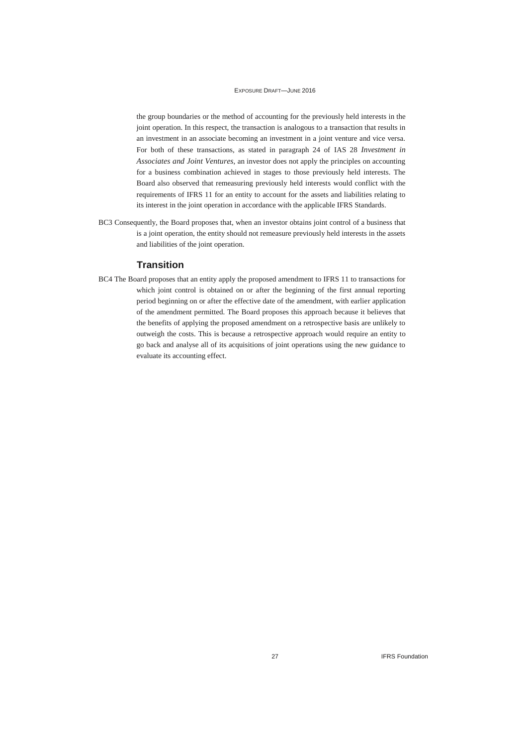the group boundaries or the method of accounting for the previously held interests in the joint operation. In this respect, the transaction is analogous to a transaction that results in an investment in an associate becoming an investment in a joint venture and vice versa. For both of these transactions, as stated in paragraph 24 of IAS 28 *Investment in Associates and Joint Ventures*, an investor does not apply the principles on accounting for a business combination achieved in stages to those previously held interests. The Board also observed that remeasuring previously held interests would conflict with the requirements of IFRS 11 for an entity to account for the assets and liabilities relating to its interest in the joint operation in accordance with the applicable IFRS Standards.

BC3 Consequently, the Board proposes that, when an investor obtains joint control of a business that is a joint operation, the entity should not remeasure previously held interests in the assets and liabilities of the joint operation.

## Transition

BC4 The Board proposes that an entity apply the proposed amendment to IFRS 11 to transactions for which joint control is obtained on or after the beginning of the first annual reporting period beginning on or after the effective date of the amendment, with earlier application of the amendment permitted. The Board proposes this approach because it believes that the benefits of applying the proposed amendment on a retrospective basis are unlikely to outweigh the costs. This is because a retrospective approach would require an entity to go back and analyse all of its acquisitions of joint operations using the new guidance to evaluate its accounting effect.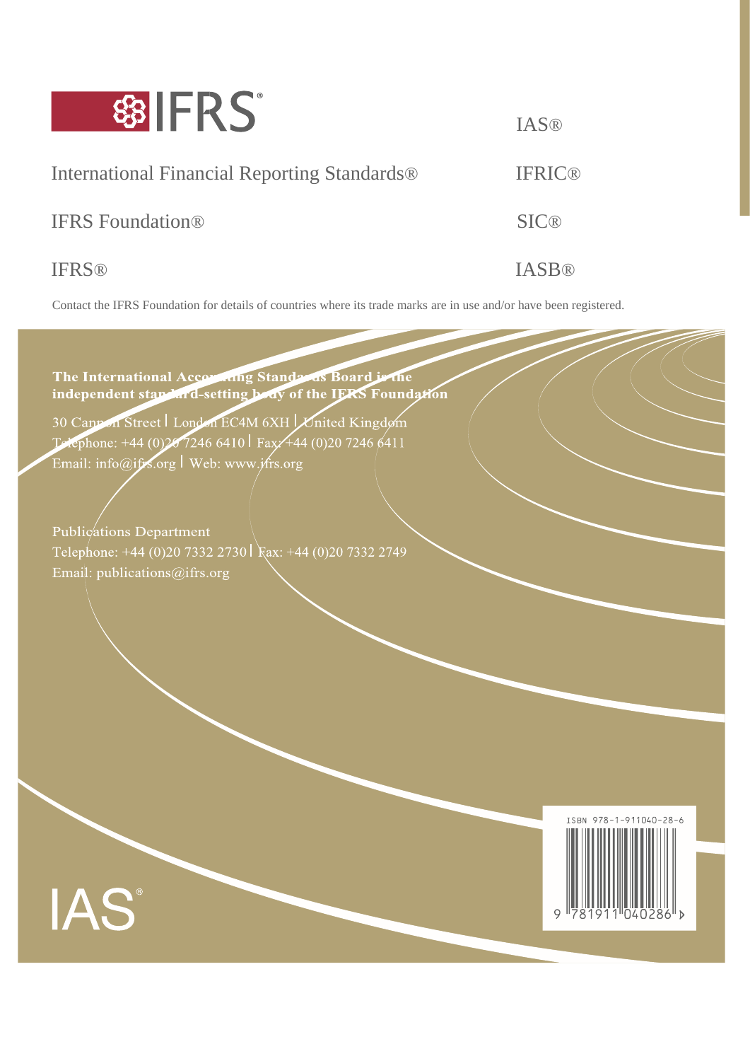IFRS®

International Financial Reporting Standards®

IFRS Foundation®

IFRS®

IAS®

IFRIC®

SIC®

IASB®

Contact the IFRS Foundation for details of countries where its trade marks are in use and/or have been registered.

**The International Accounting Standards Board is the independent standard-setting body of the IFRS Foundation**

30 Cannon Street | London EC4M 6XH | United Kingdom
Telephone: +44 (0)20 7246 6410 | Fax: +44 (0)20 7246 6411
Email: info@ifrs.org | Web: www.ifrs.org

Publications Department
Telephone: +44 (0)20 7332 2730 | Fax: +44 (0)20 7332 2749
Email: publications@ifrs.org

ISBN 978-1-911040-28-6

IAS®